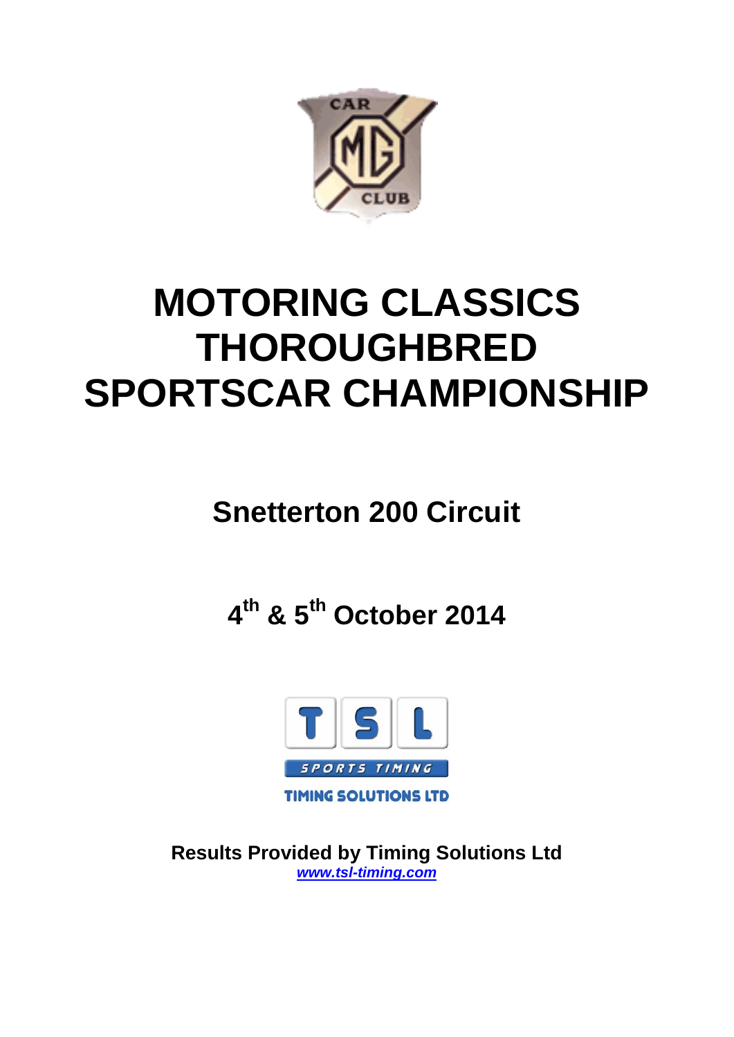# MOTORING CLASSICS THOROUGHBRED SPORTSCAR CHAMPIONSHIP

## Snetterton 200 Circuit

## 4th & 5th October 2014

**Results Provided by Timing Solutions Ltd**
***www.tsl-timing.com***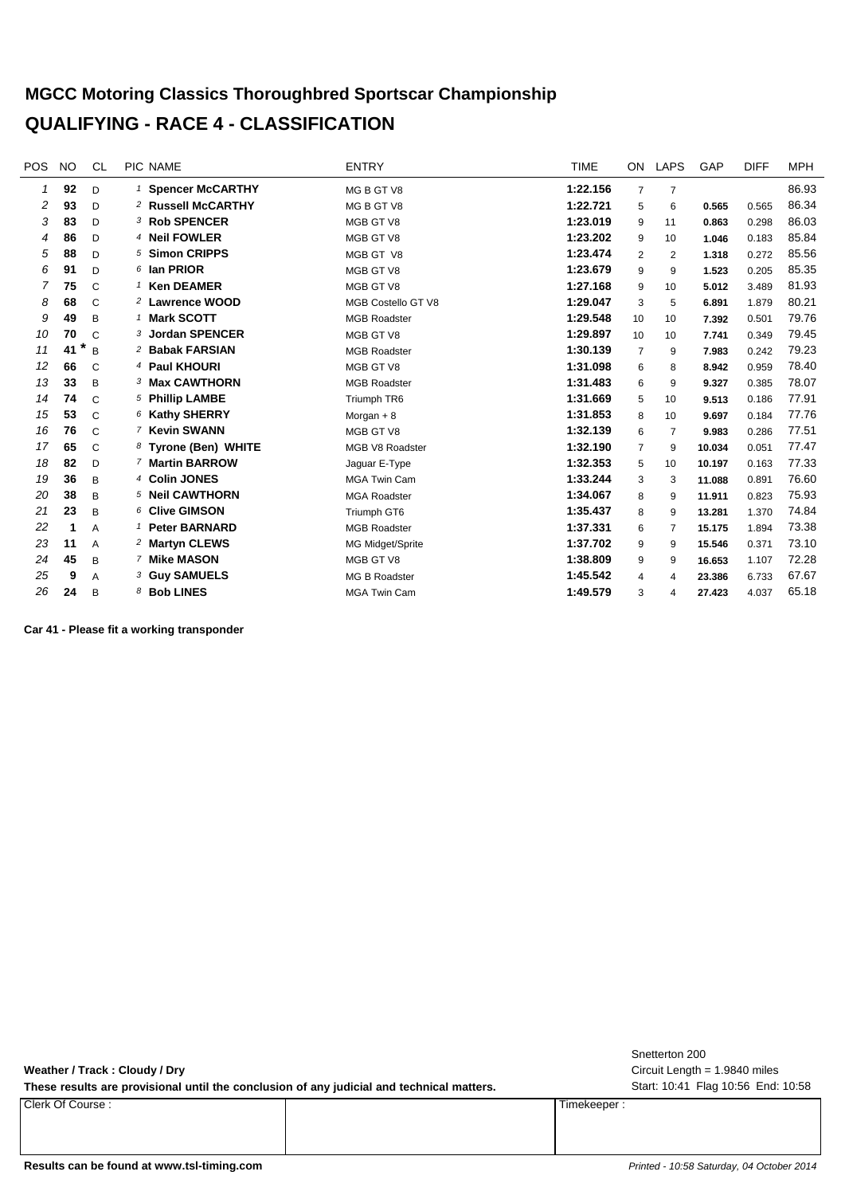# MGCC Motoring Classics Thoroughbred Sportscar Championship

# QUALIFYING - RACE 4 - CLASSIFICATION

| POS | NO | CL | PIC | NAME | ENTRY | TIME | ON | LAPS | GAP | DIFF | MPH |
|---|---|---|---|---|---|---|---|---|---|---|---|
| 1 | 92 | D | 1 | Spencer McCARTHY | MG B GT V8 | 1:22.156 | 7 | 7 | | | 86.93 |
| 2 | 93 | D | 2 | Russell McCARTHY | MG B GT V8 | 1:22.721 | 5 | 6 | 0.565 | 0.565 | 86.34 |
| 3 | 83 | D | 3 | Rob SPENCER | MGB GT V8 | 1:23.019 | 9 | 11 | 0.863 | 0.298 | 86.03 |
| 4 | 86 | D | 4 | Neil FOWLER | MGB GT V8 | 1:23.202 | 9 | 10 | 1.046 | 0.183 | 85.84 |
| 5 | 88 | D | 5 | Simon CRIPPS | MGB GT V8 | 1:23.474 | 2 | 2 | 1.318 | 0.272 | 85.56 |
| 6 | 91 | D | 6 | Ian PRIOR | MGB GT V8 | 1:23.679 | 9 | 9 | 1.523 | 0.205 | 85.35 |
| 7 | 75 | C | 1 | Ken DEAMER | MGB GT V8 | 1:27.168 | 9 | 10 | 5.012 | 3.489 | 81.93 |
| 8 | 68 | C | 2 | Lawrence WOOD | MGB Costello GT V8 | 1:29.047 | 3 | 5 | 6.891 | 1.879 | 80.21 |
| 9 | 49 | B | 1 | Mark SCOTT | MGB Roadster | 1:29.548 | 10 | 10 | 7.392 | 0.501 | 79.76 |
| 10 | 70 | C | 3 | Jordan SPENCER | MGB GT V8 | 1:29.897 | 10 | 10 | 7.741 | 0.349 | 79.45 |
| 11 | 41 * | B | 2 | Babak FARSIAN | MGB Roadster | 1:30.139 | 7 | 9 | 7.983 | 0.242 | 79.23 |
| 12 | 66 | C | 4 | Paul KHOURI | MGB GT V8 | 1:31.098 | 6 | 8 | 8.942 | 0.959 | 78.40 |
| 13 | 33 | B | 3 | Max CAWTHORN | MGB Roadster | 1:31.483 | 6 | 9 | 9.327 | 0.385 | 78.07 |
| 14 | 74 | C | 5 | Phillip LAMBE | Triumph TR6 | 1:31.669 | 5 | 10 | 9.513 | 0.186 | 77.91 |
| 15 | 53 | C | 6 | Kathy SHERRY | Morgan + 8 | 1:31.853 | 8 | 10 | 9.697 | 0.184 | 77.76 |
| 16 | 76 | C | 7 | Kevin SWANN | MGB GT V8 | 1:32.139 | 6 | 7 | 9.983 | 0.286 | 77.51 |
| 17 | 65 | C | 8 | Tyrone (Ben) WHITE | MGB V8 Roadster | 1:32.190 | 7 | 9 | 10.034 | 0.051 | 77.47 |
| 18 | 82 | D | 7 | Martin BARROW | Jaguar E-Type | 1:32.353 | 5 | 10 | 10.197 | 0.163 | 77.33 |
| 19 | 36 | B | 4 | Colin JONES | MGA Twin Cam | 1:33.244 | 3 | 3 | 11.088 | 0.891 | 76.60 |
| 20 | 38 | B | 5 | Neil CAWTHORN | MGA Roadster | 1:34.067 | 8 | 9 | 11.911 | 0.823 | 75.93 |
| 21 | 23 | B | 6 | Clive GIMSON | Triumph GT6 | 1:35.437 | 8 | 9 | 13.281 | 1.370 | 74.84 |
| 22 | 1 | A | 1 | Peter BARNARD | MGB Roadster | 1:37.331 | 6 | 7 | 15.175 | 1.894 | 73.38 |
| 23 | 11 | A | 2 | Martyn CLEWS | MG Midget/Sprite | 1:37.702 | 9 | 9 | 15.546 | 0.371 | 73.10 |
| 24 | 45 | B | 7 | Mike MASON | MGB GT V8 | 1:38.809 | 9 | 9 | 16.653 | 1.107 | 72.28 |
| 25 | 9 | A | 3 | Guy SAMUELS | MG B Roadster | 1:45.542 | 4 | 4 | 23.386 | 6.733 | 67.67 |
| 26 | 24 | B | 8 | Bob LINES | MGA Twin Cam | 1:49.579 | 3 | 4 | 27.423 | 4.037 | 65.18 |

**Car 41 - Please fit a working transponder**

**Weather / Track : Cloudy / Dry**

**These results are provisional until the conclusion of any judicial and technical matters.**

Snetterton 200
Circuit Length = 1.9840 miles
Start: 10:41 Flag 10:56 End: 10:58

| Clerk Of Course : | | Timekeeper : |
|---|---|---|
| | | |

**Results can be found at www.tsl-timing.com**

*Printed - 10:58 Saturday, 04 October 2014*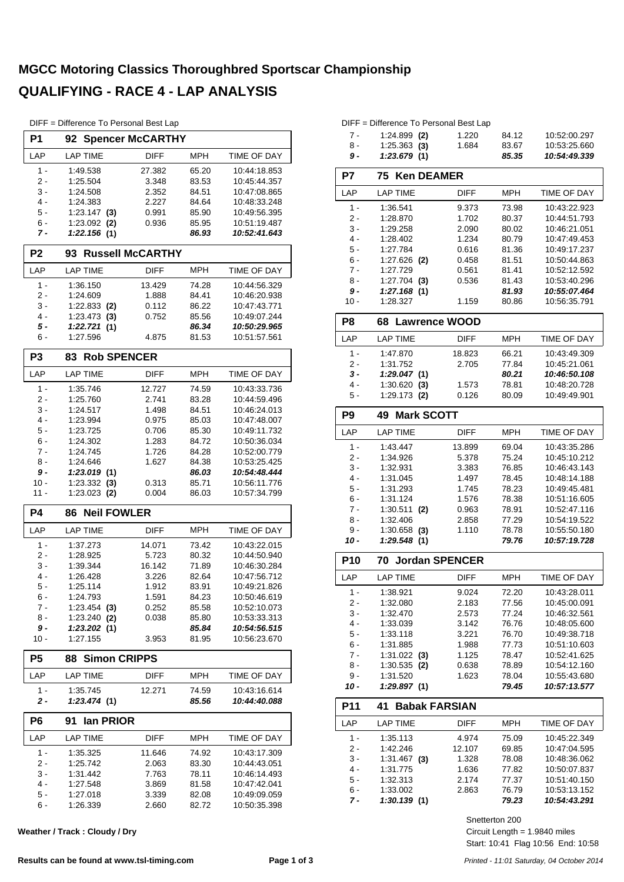# MGCC Motoring Classics Thoroughbred Sportscar Championship

# QUALIFYING - RACE 4 - LAP ANALYSIS

DIFF = Difference To Personal Best Lap

## P1 92 Spencer McCARTHY

| LAP | LAP TIME | DIFF | MPH | TIME OF DAY |
|---|---|---|---|---|
| 1 - | 1:49.538 | 27.382 | 65.20 | 10:44:18.853 |
| 2 - | 1:25.504 | 3.348 | 83.53 | 10:45:44.357 |
| 3 - | 1:24.508 | 2.352 | 84.51 | 10:47:08.865 |
| 4 - | 1:24.383 | 2.227 | 84.64 | 10:48:33.248 |
| 5 - | 1:23.147 **(3)** | 0.991 | 85.90 | 10:49:56.395 |
| 6 - | 1:23.092 **(2)** | 0.936 | 85.95 | 10:51:19.487 |
| ***7 -*** | ***1:22.156*** **(1)** | | ***86.93*** | ***10:52:41.643*** |

## P2 93 Russell McCARTHY

| LAP | LAP TIME | DIFF | MPH | TIME OF DAY |
|---|---|---|---|---|
| 1 - | 1:36.150 | 13.429 | 74.28 | 10:44:56.329 |
| 2 - | 1:24.609 | 1.888 | 84.41 | 10:46:20.938 |
| 3 - | 1:22.833 **(2)** | 0.112 | 86.22 | 10:47:43.771 |
| 4 - | 1:23.473 **(3)** | 0.752 | 85.56 | 10:49:07.244 |
| ***5 -*** | ***1:22.721*** **(1)** | | ***86.34*** | ***10:50:29.965*** |
| 6 - | 1:27.596 | 4.875 | 81.53 | 10:51:57.561 |

## P3 83 Rob SPENCER

| LAP | LAP TIME | DIFF | MPH | TIME OF DAY |
|---|---|---|---|---|
| 1 - | 1:35.746 | 12.727 | 74.59 | 10:43:33.736 |
| 2 - | 1:25.760 | 2.741 | 83.28 | 10:44:59.496 |
| 3 - | 1:24.517 | 1.498 | 84.51 | 10:46:24.013 |
| 4 - | 1:23.994 | 0.975 | 85.03 | 10:47:48.007 |
| 5 - | 1:23.725 | 0.706 | 85.30 | 10:49:11.732 |
| 6 - | 1:24.302 | 1.283 | 84.72 | 10:50:36.034 |
| 7 - | 1:24.745 | 1.726 | 84.28 | 10:52:00.779 |
| 8 - | 1:24.646 | 1.627 | 84.38 | 10:53:25.425 |
| ***9 -*** | ***1:23.019*** **(1)** | | ***86.03*** | ***10:54:48.444*** |
| 10 - | 1:23.332 **(3)** | 0.313 | 85.71 | 10:56:11.776 |
| 11 - | 1:23.023 **(2)** | 0.004 | 86.03 | 10:57:34.799 |

## P4 86 Neil FOWLER

| LAP | LAP TIME | DIFF | MPH | TIME OF DAY |
|---|---|---|---|---|
| 1 - | 1:37.273 | 14.071 | 73.42 | 10:43:22.015 |
| 2 - | 1:28.925 | 5.723 | 80.32 | 10:44:50.940 |
| 3 - | 1:39.344 | 16.142 | 71.89 | 10:46:30.284 |
| 4 - | 1:26.428 | 3.226 | 82.64 | 10:47:56.712 |
| 5 - | 1:25.114 | 1.912 | 83.91 | 10:49:21.826 |
| 6 - | 1:24.793 | 1.591 | 84.23 | 10:50:46.619 |
| 7 - | 1:23.454 **(3)** | 0.252 | 85.58 | 10:52:10.073 |
| 8 - | 1:23.240 **(2)** | 0.038 | 85.80 | 10:53:33.313 |
| ***9 -*** | ***1:23.202*** **(1)** | | ***85.84*** | ***10:54:56.515*** |
| 10 - | 1:27.155 | 3.953 | 81.95 | 10:56:23.670 |

## P5 88 Simon CRIPPS

| LAP | LAP TIME | DIFF | MPH | TIME OF DAY |
|---|---|---|---|---|
| 1 - | 1:35.745 | 12.271 | 74.59 | 10:43:16.614 |
| ***2 -*** | ***1:23.474*** **(1)** | | ***85.56*** | ***10:44:40.088*** |

## P6 91 Ian PRIOR

| LAP | LAP TIME | DIFF | MPH | TIME OF DAY |
|---|---|---|---|---|
| 1 - | 1:35.325 | 11.646 | 74.92 | 10:43:17.309 |
| 2 - | 1:25.742 | 2.063 | 83.30 | 10:44:43.051 |
| 3 - | 1:31.442 | 7.763 | 78.11 | 10:46:14.493 |
| 4 - | 1:27.548 | 3.869 | 81.58 | 10:47:42.041 |
| 5 - | 1:27.018 | 3.339 | 82.08 | 10:49:09.059 |
| 6 - | 1:26.339 | 2.660 | 82.72 | 10:50:35.398 |
| 7 - | 1:24.899 **(2)** | 1.220 | 84.12 | 10:52:00.297 |
| 8 - | 1:25.363 **(3)** | 1.684 | 83.67 | 10:53:25.660 |
| ***9 -*** | ***1:23.679*** **(1)** | | ***85.35*** | ***10:54:49.339*** |

## P7 75 Ken DEAMER

| LAP | LAP TIME | DIFF | MPH | TIME OF DAY |
|---|---|---|---|---|
| 1 - | 1:36.541 | 9.373 | 73.98 | 10:43:22.923 |
| 2 - | 1:28.870 | 1.702 | 80.37 | 10:44:51.793 |
| 3 - | 1:29.258 | 2.090 | 80.02 | 10:46:21.051 |
| 4 - | 1:28.402 | 1.234 | 80.79 | 10:47:49.453 |
| 5 - | 1:27.784 | 0.616 | 81.36 | 10:49:17.237 |
| 6 - | 1:27.626 **(2)** | 0.458 | 81.51 | 10:50:44.863 |
| 7 - | 1:27.729 | 0.561 | 81.41 | 10:52:12.592 |
| 8 - | 1:27.704 **(3)** | 0.536 | 81.43 | 10:53:40.296 |
| ***9 -*** | ***1:27.168*** **(1)** | | ***81.93*** | ***10:55:07.464*** |
| 10 - | 1:28.327 | 1.159 | 80.86 | 10:56:35.791 |

## P8 68 Lawrence WOOD

| LAP | LAP TIME | DIFF | MPH | TIME OF DAY |
|---|---|---|---|---|
| 1 - | 1:47.870 | 18.823 | 66.21 | 10:43:49.309 |
| 2 - | 1:31.752 | 2.705 | 77.84 | 10:45:21.061 |
| ***3 -*** | ***1:29.047*** **(1)** | | ***80.21*** | ***10:46:50.108*** |
| 4 - | 1:30.620 **(3)** | 1.573 | 78.81 | 10:48:20.728 |
| 5 - | 1:29.173 **(2)** | 0.126 | 80.09 | 10:49:49.901 |

## P9 49 Mark SCOTT

| LAP | LAP TIME | DIFF | MPH | TIME OF DAY |
|---|---|---|---|---|
| 1 - | 1:43.447 | 13.899 | 69.04 | 10:43:35.286 |
| 2 - | 1:34.926 | 5.378 | 75.24 | 10:45:10.212 |
| 3 - | 1:32.931 | 3.383 | 76.85 | 10:46:43.143 |
| 4 - | 1:31.045 | 1.497 | 78.45 | 10:48:14.188 |
| 5 - | 1:31.293 | 1.745 | 78.23 | 10:49:45.481 |
| 6 - | 1:31.124 | 1.576 | 78.38 | 10:51:16.605 |
| 7 - | 1:30.511 **(2)** | 0.963 | 78.91 | 10:52:47.116 |
| 8 - | 1:32.406 | 2.858 | 77.29 | 10:54:19.522 |
| 9 - | 1:30.658 **(3)** | 1.110 | 78.78 | 10:55:50.180 |
| ***10 -*** | ***1:29.548*** **(1)** | | ***79.76*** | ***10:57:19.728*** |

## P10 70 Jordan SPENCER

| LAP | LAP TIME | DIFF | MPH | TIME OF DAY |
|---|---|---|---|---|
| 1 - | 1:38.921 | 9.024 | 72.20 | 10:43:28.011 |
| 2 - | 1:32.080 | 2.183 | 77.56 | 10:45:00.091 |
| 3 - | 1:32.470 | 2.573 | 77.24 | 10:46:32.561 |
| 4 - | 1:33.039 | 3.142 | 76.76 | 10:48:05.600 |
| 5 - | 1:33.118 | 3.221 | 76.70 | 10:49:38.718 |
| 6 - | 1:31.885 | 1.988 | 77.73 | 10:51:10.603 |
| 7 - | 1:31.022 **(3)** | 1.125 | 78.47 | 10:52:41.625 |
| 8 - | 1:30.535 **(2)** | 0.638 | 78.89 | 10:54:12.160 |
| 9 - | 1:31.520 | 1.623 | 78.04 | 10:55:43.680 |
| ***10 -*** | ***1:29.897*** **(1)** | | ***79.45*** | ***10:57:13.577*** |

## P11 41 Babak FARSIAN

| LAP | LAP TIME | DIFF | MPH | TIME OF DAY |
|---|---|---|---|---|
| 1 - | 1:35.113 | 4.974 | 75.09 | 10:45:22.349 |
| 2 - | 1:42.246 | 12.107 | 69.85 | 10:47:04.595 |
| 3 - | 1:31.467 **(3)** | 1.328 | 78.08 | 10:48:36.062 |
| 4 - | 1:31.775 | 1.636 | 77.82 | 10:50:07.837 |
| 5 - | 1:32.313 | 2.174 | 77.37 | 10:51:40.150 |
| 6 - | 1:33.002 | 2.863 | 76.79 | 10:53:13.152 |
| ***7 -*** | ***1:30.139*** **(1)** | | ***79.23*** | ***10:54:43.291*** |

**Weather / Track : Cloudy / Dry**

Snetterton 200
Circuit Length = 1.9840 miles
Start: 10:41 Flag 10:56 End: 10:58

**Results can be found at www.tsl-timing.com**

*Printed - 11:01 Saturday, 04 October 2014*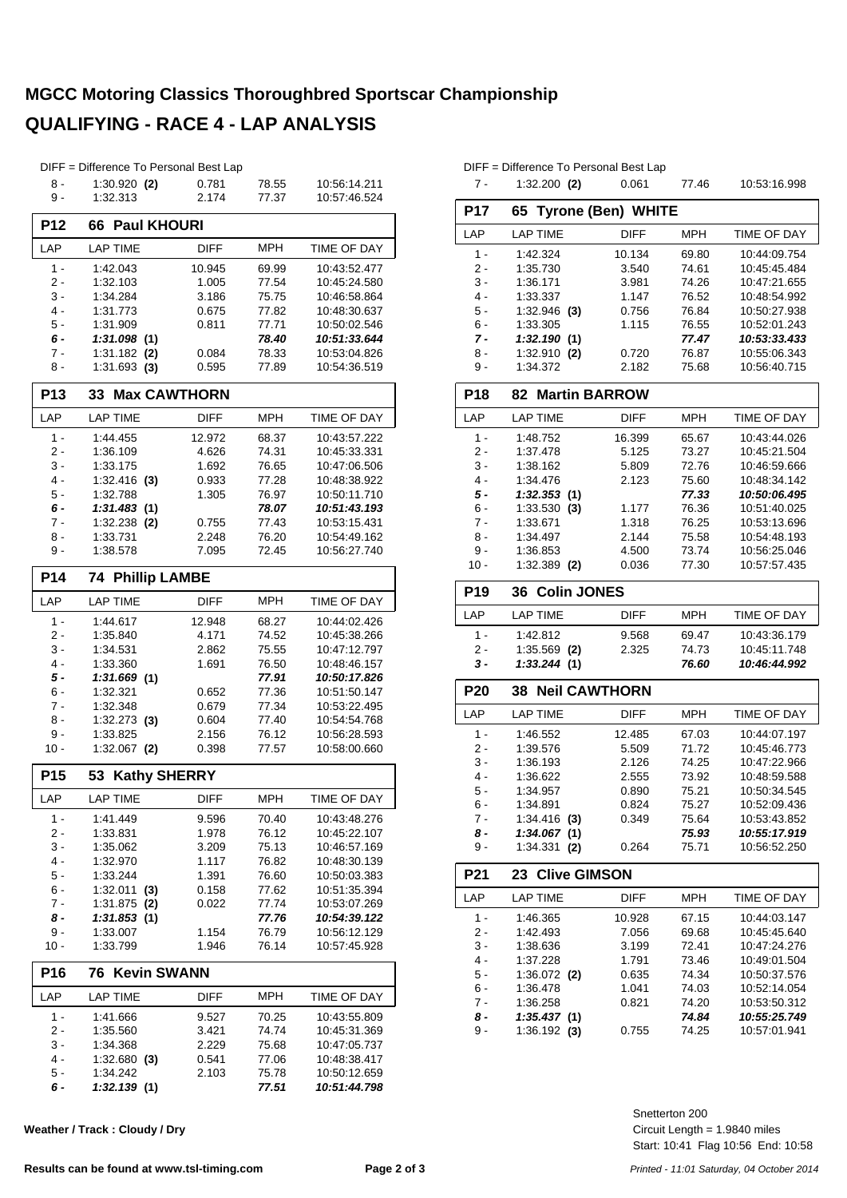# MGCC Motoring Classics Thoroughbred Sportscar Championship

## QUALIFYING - RACE 4 - LAP ANALYSIS

DIFF = Difference To Personal Best Lap

| LAP | LAP TIME | DIFF | MPH | TIME OF DAY |
|---|---|---|---|---|
| 8 - | 1:30.920 **(2)** | 0.781 | 78.55 | 10:56:14.211 |
| 9 - | 1:32.313 | 2.174 | 77.37 | 10:57:46.524 |

### P12 66 Paul KHOURI

| LAP | LAP TIME | DIFF | MPH | TIME OF DAY |
|---|---|---|---|---|
| 1 - | 1:42.043 | 10.945 | 69.99 | 10:43:52.477 |
| 2 - | 1:32.103 | 1.005 | 77.54 | 10:45:24.580 |
| 3 - | 1:34.284 | 3.186 | 75.75 | 10:46:58.864 |
| 4 - | 1:31.773 | 0.675 | 77.82 | 10:48:30.637 |
| 5 - | 1:31.909 | 0.811 | 77.71 | 10:50:02.546 |
| ***6 -*** | ***1:31.098 (1)*** | | ***78.40*** | ***10:51:33.644*** |
| 7 - | 1:31.182 **(2)** | 0.084 | 78.33 | 10:53:04.826 |
| 8 - | 1:31.693 **(3)** | 0.595 | 77.89 | 10:54:36.519 |

### P13 33 Max CAWTHORN

| LAP | LAP TIME | DIFF | MPH | TIME OF DAY |
|---|---|---|---|---|
| 1 - | 1:44.455 | 12.972 | 68.37 | 10:43:57.222 |
| 2 - | 1:36.109 | 4.626 | 74.31 | 10:45:33.331 |
| 3 - | 1:33.175 | 1.692 | 76.65 | 10:47:06.506 |
| 4 - | 1:32.416 **(3)** | 0.933 | 77.28 | 10:48:38.922 |
| 5 - | 1:32.788 | 1.305 | 76.97 | 10:50:11.710 |
| ***6 -*** | ***1:31.483 (1)*** | | ***78.07*** | ***10:51:43.193*** |
| 7 - | 1:32.238 **(2)** | 0.755 | 77.43 | 10:53:15.431 |
| 8 - | 1:33.731 | 2.248 | 76.20 | 10:54:49.162 |
| 9 - | 1:38.578 | 7.095 | 72.45 | 10:56:27.740 |

### P14 74 Phillip LAMBE

| LAP | LAP TIME | DIFF | MPH | TIME OF DAY |
|---|---|---|---|---|
| 1 - | 1:44.617 | 12.948 | 68.27 | 10:44:02.426 |
| 2 - | 1:35.840 | 4.171 | 74.52 | 10:45:38.266 |
| 3 - | 1:34.531 | 2.862 | 75.55 | 10:47:12.797 |
| 4 - | 1:33.360 | 1.691 | 76.50 | 10:48:46.157 |
| ***5 -*** | ***1:31.669 (1)*** | | ***77.91*** | ***10:50:17.826*** |
| 6 - | 1:32.321 | 0.652 | 77.36 | 10:51:50.147 |
| 7 - | 1:32.348 | 0.679 | 77.34 | 10:53:22.495 |
| 8 - | 1:32.273 **(3)** | 0.604 | 77.40 | 10:54:54.768 |
| 9 - | 1:33.825 | 2.156 | 76.12 | 10:56:28.593 |
| 10 - | 1:32.067 **(2)** | 0.398 | 77.57 | 10:58:00.660 |

### P15 53 Kathy SHERRY

| LAP | LAP TIME | DIFF | MPH | TIME OF DAY |
|---|---|---|---|---|
| 1 - | 1:41.449 | 9.596 | 70.40 | 10:43:48.276 |
| 2 - | 1:33.831 | 1.978 | 76.12 | 10:45:22.107 |
| 3 - | 1:35.062 | 3.209 | 75.13 | 10:46:57.169 |
| 4 - | 1:32.970 | 1.117 | 76.82 | 10:48:30.139 |
| 5 - | 1:33.244 | 1.391 | 76.60 | 10:50:03.383 |
| 6 - | 1:32.011 **(3)** | 0.158 | 77.62 | 10:51:35.394 |
| 7 - | 1:31.875 **(2)** | 0.022 | 77.74 | 10:53:07.269 |
| ***8 -*** | ***1:31.853 (1)*** | | ***77.76*** | ***10:54:39.122*** |
| 9 - | 1:33.007 | 1.154 | 76.79 | 10:56:12.129 |
| 10 - | 1:33.799 | 1.946 | 76.14 | 10:57:45.928 |

### P16 76 Kevin SWANN

| LAP | LAP TIME | DIFF | MPH | TIME OF DAY |
|---|---|---|---|---|
| 1 - | 1:41.666 | 9.527 | 70.25 | 10:43:55.809 |
| 2 - | 1:35.560 | 3.421 | 74.74 | 10:45:31.369 |
| 3 - | 1:34.368 | 2.229 | 75.68 | 10:47:05.737 |
| 4 - | 1:32.680 **(3)** | 0.541 | 77.06 | 10:48:38.417 |
| 5 - | 1:34.242 | 2.103 | 75.78 | 10:50:12.659 |
| ***6 -*** | ***1:32.139 (1)*** | | ***77.51*** | ***10:51:44.798*** |

DIFF = Difference To Personal Best Lap

| LAP | LAP TIME | DIFF | MPH | TIME OF DAY |
|---|---|---|---|---|
| 7 - | 1:32.200 **(2)** | 0.061 | 77.46 | 10:53:16.998 |

### P17 65 Tyrone (Ben) WHITE

| LAP | LAP TIME | DIFF | MPH | TIME OF DAY |
|---|---|---|---|---|
| 1 - | 1:42.324 | 10.134 | 69.80 | 10:44:09.754 |
| 2 - | 1:35.730 | 3.540 | 74.61 | 10:45:45.484 |
| 3 - | 1:36.171 | 3.981 | 74.26 | 10:47:21.655 |
| 4 - | 1:33.337 | 1.147 | 76.52 | 10:48:54.992 |
| 5 - | 1:32.946 **(3)** | 0.756 | 76.84 | 10:50:27.938 |
| 6 - | 1:33.305 | 1.115 | 76.55 | 10:52:01.243 |
| ***7 -*** | ***1:32.190 (1)*** | | ***77.47*** | ***10:53:33.433*** |
| 8 - | 1:32.910 **(2)** | 0.720 | 76.87 | 10:55:06.343 |
| 9 - | 1:34.372 | 2.182 | 75.68 | 10:56:40.715 |

### P18 82 Martin BARROW

| LAP | LAP TIME | DIFF | MPH | TIME OF DAY |
|---|---|---|---|---|
| 1 - | 1:48.752 | 16.399 | 65.67 | 10:43:44.026 |
| 2 - | 1:37.478 | 5.125 | 73.27 | 10:45:21.504 |
| 3 - | 1:38.162 | 5.809 | 72.76 | 10:46:59.666 |
| 4 - | 1:34.476 | 2.123 | 75.60 | 10:48:34.142 |
| ***5 -*** | ***1:32.353 (1)*** | | ***77.33*** | ***10:50:06.495*** |
| 6 - | 1:33.530 **(3)** | 1.177 | 76.36 | 10:51:40.025 |
| 7 - | 1:33.671 | 1.318 | 76.25 | 10:53:13.696 |
| 8 - | 1:34.497 | 2.144 | 75.58 | 10:54:48.193 |
| 9 - | 1:36.853 | 4.500 | 73.74 | 10:56:25.046 |
| 10 - | 1:32.389 **(2)** | 0.036 | 77.30 | 10:57:57.435 |

### P19 36 Colin JONES

| LAP | LAP TIME | DIFF | MPH | TIME OF DAY |
|---|---|---|---|---|
| 1 - | 1:42.812 | 9.568 | 69.47 | 10:43:36.179 |
| 2 - | 1:35.569 **(2)** | 2.325 | 74.73 | 10:45:11.748 |
| ***3 -*** | ***1:33.244 (1)*** | | ***76.60*** | ***10:46:44.992*** |

### P20 38 Neil CAWTHORN

| LAP | LAP TIME | DIFF | MPH | TIME OF DAY |
|---|---|---|---|---|
| 1 - | 1:46.552 | 12.485 | 67.03 | 10:44:07.197 |
| 2 - | 1:39.576 | 5.509 | 71.72 | 10:45:46.773 |
| 3 - | 1:36.193 | 2.126 | 74.25 | 10:47:22.966 |
| 4 - | 1:36.622 | 2.555 | 73.92 | 10:48:59.588 |
| 5 - | 1:34.957 | 0.890 | 75.21 | 10:50:34.545 |
| 6 - | 1:34.891 | 0.824 | 75.27 | 10:52:09.436 |
| 7 - | 1:34.416 **(3)** | 0.349 | 75.64 | 10:53:43.852 |
| ***8 -*** | ***1:34.067 (1)*** | | ***75.93*** | ***10:55:17.919*** |
| 9 - | 1:34.331 **(2)** | 0.264 | 75.71 | 10:56:52.250 |

### P21 23 Clive GIMSON

| LAP | LAP TIME | DIFF | MPH | TIME OF DAY |
|---|---|---|---|---|
| 1 - | 1:46.365 | 10.928 | 67.15 | 10:44:03.147 |
| 2 - | 1:42.493 | 7.056 | 69.68 | 10:45:45.640 |
| 3 - | 1:38.636 | 3.199 | 72.41 | 10:47:24.276 |
| 4 - | 1:37.228 | 1.791 | 73.46 | 10:49:01.504 |
| 5 - | 1:36.072 **(2)** | 0.635 | 74.34 | 10:50:37.576 |
| 6 - | 1:36.478 | 1.041 | 74.03 | 10:52:14.054 |
| 7 - | 1:36.258 | 0.821 | 74.20 | 10:53:50.312 |
| ***8 -*** | ***1:35.437 (1)*** | | ***74.84*** | ***10:55:25.749*** |
| 9 - | 1:36.192 **(3)** | 0.755 | 74.25 | 10:57:01.941 |

**Weather / Track : Cloudy / Dry**

Snetterton 200
Circuit Length = 1.9840 miles
Start: 10:41 Flag 10:56 End: 10:58

**Results can be found at www.tsl-timing.com**

*Printed - 11:01 Saturday, 04 October 2014*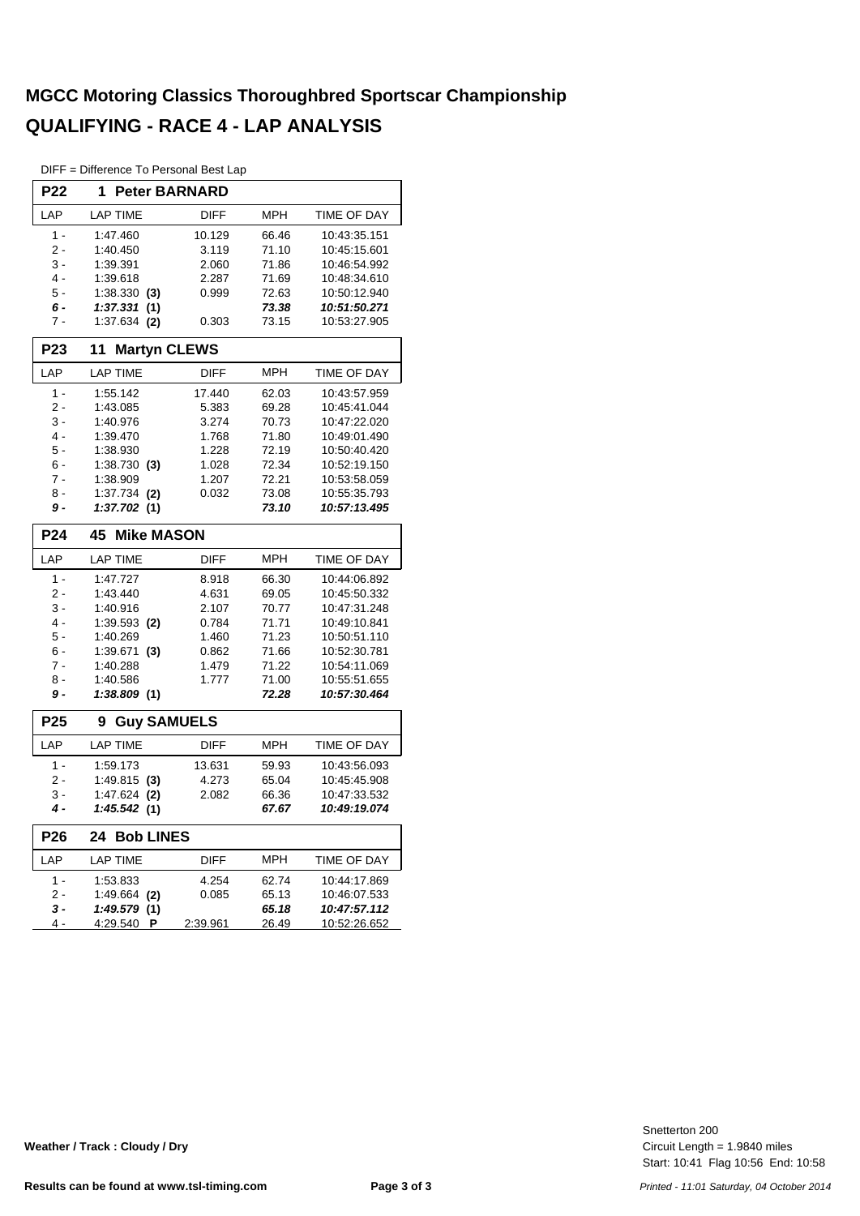# MGCC Motoring Classics Thoroughbred Sportscar Championship

## QUALIFYING - RACE 4 - LAP ANALYSIS

DIFF = Difference To Personal Best Lap

### P22 1 Peter BARNARD

| LAP | LAP TIME | DIFF | MPH | TIME OF DAY |
|---|---|---|---|---|
| 1 - | 1:47.460 | 10.129 | 66.46 | 10:43:35.151 |
| 2 - | 1:40.450 | 3.119 | 71.10 | 10:45:15.601 |
| 3 - | 1:39.391 | 2.060 | 71.86 | 10:46:54.992 |
| 4 - | 1:39.618 | 2.287 | 71.69 | 10:48:34.610 |
| 5 - | 1:38.330 **(3)** | 0.999 | 72.63 | 10:50:12.940 |
| ***6 -*** | ***1:37.331*** **(1)** | | ***73.38*** | ***10:51:50.271*** |
| 7 - | 1:37.634 **(2)** | 0.303 | 73.15 | 10:53:27.905 |

### P23 11 Martyn CLEWS

| LAP | LAP TIME | DIFF | MPH | TIME OF DAY |
|---|---|---|---|---|
| 1 - | 1:55.142 | 17.440 | 62.03 | 10:43:57.959 |
| 2 - | 1:43.085 | 5.383 | 69.28 | 10:45:41.044 |
| 3 - | 1:40.976 | 3.274 | 70.73 | 10:47:22.020 |
| 4 - | 1:39.470 | 1.768 | 71.80 | 10:49:01.490 |
| 5 - | 1:38.930 | 1.228 | 72.19 | 10:50:40.420 |
| 6 - | 1:38.730 **(3)** | 1.028 | 72.34 | 10:52:19.150 |
| 7 - | 1:38.909 | 1.207 | 72.21 | 10:53:58.059 |
| 8 - | 1:37.734 **(2)** | 0.032 | 73.08 | 10:55:35.793 |
| ***9 -*** | ***1:37.702*** **(1)** | | ***73.10*** | ***10:57:13.495*** |

### P24 45 Mike MASON

| LAP | LAP TIME | DIFF | MPH | TIME OF DAY |
|---|---|---|---|---|
| 1 - | 1:47.727 | 8.918 | 66.30 | 10:44:06.892 |
| 2 - | 1:43.440 | 4.631 | 69.05 | 10:45:50.332 |
| 3 - | 1:40.916 | 2.107 | 70.77 | 10:47:31.248 |
| 4 - | 1:39.593 **(2)** | 0.784 | 71.71 | 10:49:10.841 |
| 5 - | 1:40.269 | 1.460 | 71.23 | 10:50:51.110 |
| 6 - | 1:39.671 **(3)** | 0.862 | 71.66 | 10:52:30.781 |
| 7 - | 1:40.288 | 1.479 | 71.22 | 10:54:11.069 |
| 8 - | 1:40.586 | 1.777 | 71.00 | 10:55:51.655 |
| ***9 -*** | ***1:38.809*** **(1)** | | ***72.28*** | ***10:57:30.464*** |

### P25 9 Guy SAMUELS

| LAP | LAP TIME | DIFF | MPH | TIME OF DAY |
|---|---|---|---|---|
| 1 - | 1:59.173 | 13.631 | 59.93 | 10:43:56.093 |
| 2 - | 1:49.815 **(3)** | 4.273 | 65.04 | 10:45:45.908 |
| 3 - | 1:47.624 **(2)** | 2.082 | 66.36 | 10:47:33.532 |
| ***4 -*** | ***1:45.542*** **(1)** | | ***67.67*** | ***10:49:19.074*** |

### P26 24 Bob LINES

| LAP | LAP TIME | DIFF | MPH | TIME OF DAY |
|---|---|---|---|---|
| 1 - | 1:53.833 | 4.254 | 62.74 | 10:44:17.869 |
| 2 - | 1:49.664 **(2)** | 0.085 | 65.13 | 10:46:07.533 |
| ***3 -*** | ***1:49.579*** **(1)** | | ***65.18*** | ***10:47:57.112*** |
| 4 - | 4:29.540 **P** | 2:39.961 | 26.49 | 10:52:26.652 |

**Weather / Track : Cloudy / Dry**

Snetterton 200
Circuit Length = 1.9840 miles
Start: 10:41 Flag 10:56 End: 10:58

**Results can be found at www.tsl-timing.com**

*Printed - 11:01 Saturday, 04 October 2014*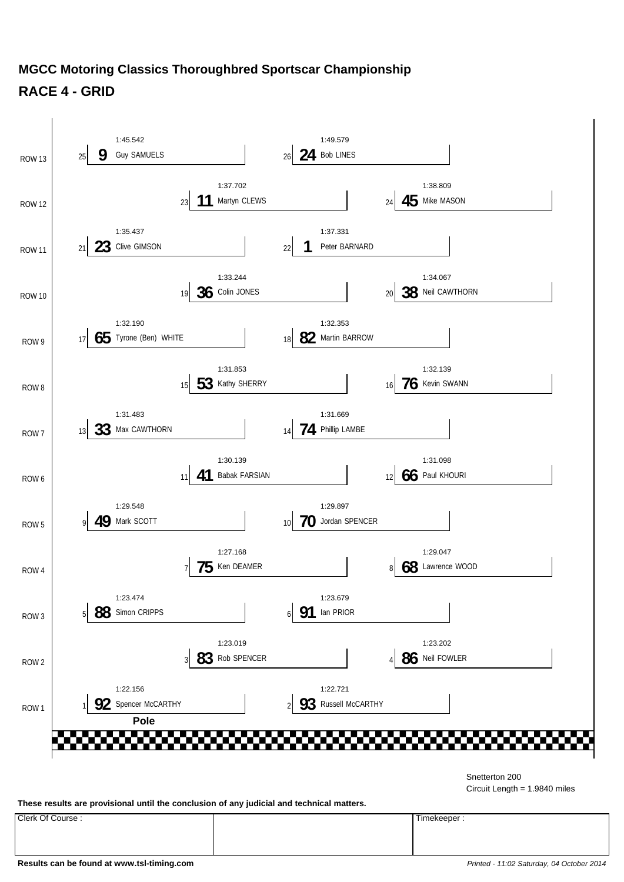# MGCC Motoring Classics Thoroughbred Sportscar Championship

## RACE 4 - GRID

| Row | Pos | No. | Driver | Time |
|---|---|---|---|---|
| ROW 1 | 1 | 92 | Spencer McCARTHY (Pole) | 1:22.156 |
| ROW 1 | 2 | 93 | Russell McCARTHY | 1:22.721 |
| ROW 2 | 3 | 83 | Rob SPENCER | 1:23.019 |
| ROW 2 | 4 | 86 | Neil FOWLER | 1:23.202 |
| ROW 3 | 5 | 88 | Simon CRIPPS | 1:23.474 |
| ROW 3 | 6 | 91 | Ian PRIOR | 1:23.679 |
| ROW 4 | 7 | 75 | Ken DEAMER | 1:27.168 |
| ROW 4 | 8 | 68 | Lawrence WOOD | 1:29.047 |
| ROW 5 | 9 | 49 | Mark SCOTT | 1:29.548 |
| ROW 5 | 10 | 70 | Jordan SPENCER | 1:29.897 |
| ROW 6 | 11 | 41 | Babak FARSIAN | 1:30.139 |
| ROW 6 | 12 | 66 | Paul KHOURI | 1:31.098 |
| ROW 7 | 13 | 33 | Max CAWTHORN | 1:31.483 |
| ROW 7 | 14 | 74 | Phillip LAMBE | 1:31.669 |
| ROW 8 | 15 | 53 | Kathy SHERRY | 1:31.853 |
| ROW 8 | 16 | 76 | Kevin SWANN | 1:32.139 |
| ROW 9 | 17 | 65 | Tyrone (Ben) WHITE | 1:32.190 |
| ROW 9 | 18 | 82 | Martin BARROW | 1:32.353 |
| ROW 10 | 19 | 36 | Colin JONES | 1:33.244 |
| ROW 10 | 20 | 38 | Neil CAWTHORN | 1:34.067 |
| ROW 11 | 21 | 23 | Clive GIMSON | 1:35.437 |
| ROW 11 | 22 | 1 | Peter BARNARD | 1:37.331 |
| ROW 12 | 23 | 11 | Martyn CLEWS | 1:37.702 |
| ROW 12 | 24 | 45 | Mike MASON | 1:38.809 |
| ROW 13 | 25 | 9 | Guy SAMUELS | 1:45.542 |
| ROW 13 | 26 | 24 | Bob LINES | 1:49.579 |

Snetterton 200
Circuit Length = 1.9840 miles

**These results are provisional until the conclusion of any judicial and technical matters.**

| Clerk Of Course : | | Timekeeper : |
|---|---|---|
| | | |

**Results can be found at www.tsl-timing.com**

*Printed - 11:02 Saturday, 04 October 2014*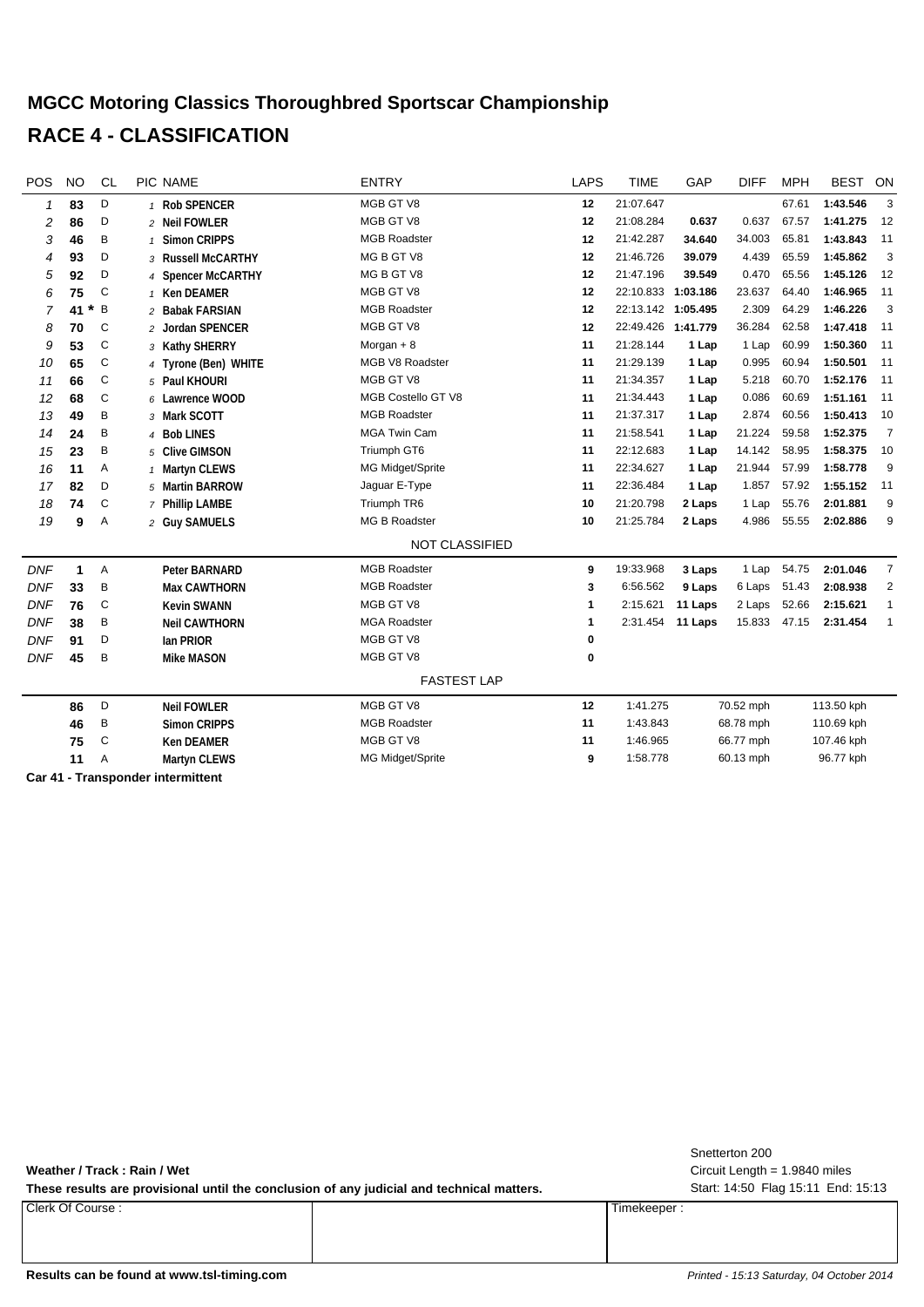# MGCC Motoring Classics Thoroughbred Sportscar Championship

## RACE 4 - CLASSIFICATION

| POS | NO | CL | PIC | NAME | ENTRY | LAPS | TIME | GAP | DIFF | MPH | BEST | ON |
|---|---|---|---|---|---|---|---|---|---|---|---|---|
| 1 | 83 | D | 1 | Rob SPENCER | MGB GT V8 | 12 | 21:07.647 | | | 67.61 | 1:43.546 | 3 |
| 2 | 86 | D | 2 | Neil FOWLER | MGB GT V8 | 12 | 21:08.284 | 0.637 | 0.637 | 67.57 | 1:41.275 | 12 |
| 3 | 46 | B | 1 | Simon CRIPPS | MGB Roadster | 12 | 21:42.287 | 34.640 | 34.003 | 65.81 | 1:43.843 | 11 |
| 4 | 93 | D | 3 | Russell McCARTHY | MG B GT V8 | 12 | 21:46.726 | 39.079 | 4.439 | 65.59 | 1:45.862 | 3 |
| 5 | 92 | D | 4 | Spencer McCARTHY | MG B GT V8 | 12 | 21:47.196 | 39.549 | 0.470 | 65.56 | 1:45.126 | 12 |
| 6 | 75 | C | 1 | Ken DEAMER | MGB GT V8 | 12 | 22:10.833 | 1:03.186 | 23.637 | 64.40 | 1:46.965 | 11 |
| 7 | 41 * | B | 2 | Babak FARSIAN | MGB Roadster | 12 | 22:13.142 | 1:05.495 | 2.309 | 64.29 | 1:46.226 | 3 |
| 8 | 70 | C | 2 | Jordan SPENCER | MGB GT V8 | 12 | 22:49.426 | 1:41.779 | 36.284 | 62.58 | 1:47.418 | 11 |
| 9 | 53 | C | 3 | Kathy SHERRY | Morgan + 8 | 11 | 21:28.144 | 1 Lap | 1 Lap | 60.99 | 1:50.360 | 11 |
| 10 | 65 | C | 4 | Tyrone (Ben) WHITE | MGB V8 Roadster | 11 | 21:29.139 | 1 Lap | 0.995 | 60.94 | 1:50.501 | 11 |
| 11 | 66 | C | 5 | Paul KHOURI | MGB GT V8 | 11 | 21:34.357 | 1 Lap | 5.218 | 60.70 | 1:52.176 | 11 |
| 12 | 68 | C | 6 | Lawrence WOOD | MGB Costello GT V8 | 11 | 21:34.443 | 1 Lap | 0.086 | 60.69 | 1:51.161 | 11 |
| 13 | 49 | B | 3 | Mark SCOTT | MGB Roadster | 11 | 21:37.317 | 1 Lap | 2.874 | 60.56 | 1:50.413 | 10 |
| 14 | 24 | B | 4 | Bob LINES | MGA Twin Cam | 11 | 21:58.541 | 1 Lap | 21.224 | 59.58 | 1:52.375 | 7 |
| 15 | 23 | B | 5 | Clive GIMSON | Triumph GT6 | 11 | 22:12.683 | 1 Lap | 14.142 | 58.95 | 1:58.375 | 10 |
| 16 | 11 | A | 1 | Martyn CLEWS | MG Midget/Sprite | 11 | 22:34.627 | 1 Lap | 21.944 | 57.99 | 1:58.778 | 9 |
| 17 | 82 | D | 5 | Martin BARROW | Jaguar E-Type | 11 | 22:36.484 | 1 Lap | 1.857 | 57.92 | 1:55.152 | 11 |
| 18 | 74 | C | 7 | Phillip LAMBE | Triumph TR6 | 10 | 21:20.798 | 2 Laps | 1 Lap | 55.76 | 2:01.881 | 9 |
| 19 | 9 | A | 2 | Guy SAMUELS | MG B Roadster | 10 | 21:25.784 | 2 Laps | 4.986 | 55.55 | 2:02.886 | 9 |
| | | | | | NOT CLASSIFIED | | | | | | | |
| DNF | 1 | A | | Peter BARNARD | MGB Roadster | 9 | 19:33.968 | 3 Laps | 1 Lap | 54.75 | 2:01.046 | 7 |
| DNF | 33 | B | | Max CAWTHORN | MGB Roadster | 3 | 6:56.562 | 9 Laps | 6 Laps | 51.43 | 2:08.938 | 2 |
| DNF | 76 | C | | Kevin SWANN | MGB GT V8 | 1 | 2:15.621 | 11 Laps | 2 Laps | 52.66 | 2:15.621 | 1 |
| DNF | 38 | B | | Neil CAWTHORN | MGA Roadster | 1 | 2:31.454 | 11 Laps | 15.833 | 47.15 | 2:31.454 | 1 |
| DNF | 91 | D | | Ian PRIOR | MGB GT V8 | 0 | | | | | | |
| DNF | 45 | B | | Mike MASON | MGB GT V8 | 0 | | | | | | |

### FASTEST LAP

| NO | CL | NAME | ENTRY | LAP | TIME | MPH | KPH |
|---|---|---|---|---|---|---|---|
| 86 | D | Neil FOWLER | MGB GT V8 | 12 | 1:41.275 | 70.52 mph | 113.50 kph |
| 46 | B | Simon CRIPPS | MGB Roadster | 11 | 1:43.843 | 68.78 mph | 110.69 kph |
| 75 | C | Ken DEAMER | MGB GT V8 | 11 | 1:46.965 | 66.77 mph | 107.46 kph |
| 11 | A | Martyn CLEWS | MG Midget/Sprite | 9 | 1:58.778 | 60.13 mph | 96.77 kph |

**Car 41 - Transponder intermittent**

**Weather / Track : Rain / Wet**

**These results are provisional until the conclusion of any judicial and technical matters.**

Snetterton 200
Circuit Length = 1.9840 miles
Start: 14:50 Flag 15:11 End: 15:13

| Clerk Of Course : | | Timekeeper : |
|---|---|---|
| | | |

**Results can be found at www.tsl-timing.com**

*Printed - 15:13 Saturday, 04 October 2014*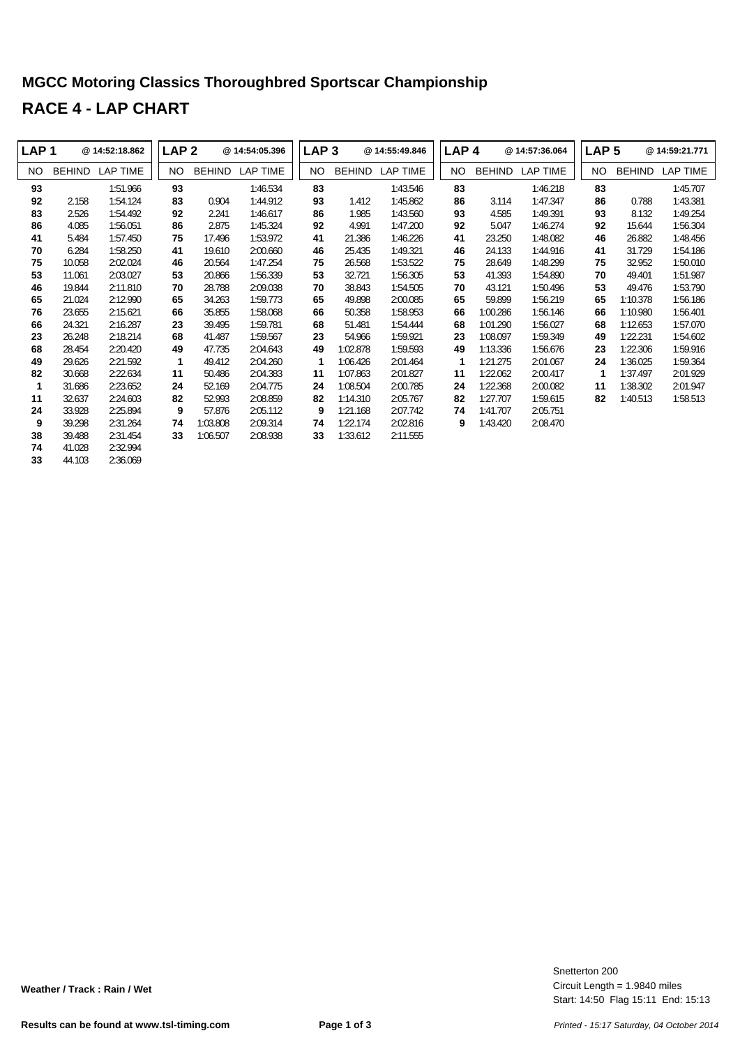# MGCC Motoring Classics Thoroughbred Sportscar Championship

# RACE 4 - LAP CHART

| LAP 1 | | @ 14:52:18.862 | LAP 2 | | @ 14:54:05.396 | LAP 3 | | @ 14:55:49.846 | LAP 4 | | @ 14:57:36.064 | LAP 5 | | @ 14:59:21.771 |
|---|---|---|---|---|---|---|---|---|---|---|---|---|---|---|
| NO | BEHIND | LAP TIME | NO | BEHIND | LAP TIME | NO | BEHIND | LAP TIME | NO | BEHIND | LAP TIME | NO | BEHIND | LAP TIME |
| **93** | | 1:51.966 | **93** | | 1:46.534 | **83** | | 1:43.546 | **83** | | 1:46.218 | **83** | | 1:45.707 |
| **92** | 2.158 | 1:54.124 | **83** | 0.904 | 1:44.912 | **93** | 1.412 | 1:45.862 | **86** | 3.114 | 1:47.347 | **86** | 0.788 | 1:43.381 |
| **83** | 2.526 | 1:54.492 | **92** | 2.241 | 1:46.617 | **86** | 1.985 | 1:43.560 | **93** | 4.585 | 1:49.391 | **93** | 8.132 | 1:49.254 |
| **86** | 4.085 | 1:56.051 | **86** | 2.875 | 1:45.324 | **92** | 4.991 | 1:47.200 | **92** | 5.047 | 1:46.274 | **92** | 15.644 | 1:56.304 |
| **41** | 5.484 | 1:57.450 | **75** | 17.496 | 1:53.972 | **41** | 21.386 | 1:46.226 | **41** | 23.250 | 1:48.082 | **46** | 26.882 | 1:48.456 |
| **70** | 6.284 | 1:58.250 | **41** | 19.610 | 2:00.660 | **46** | 25.435 | 1:49.321 | **46** | 24.133 | 1:44.916 | **41** | 31.729 | 1:54.186 |
| **75** | 10.058 | 2:02.024 | **46** | 20.564 | 1:47.254 | **75** | 26.568 | 1:53.522 | **75** | 28.649 | 1:48.299 | **75** | 32.952 | 1:50.010 |
| **53** | 11.061 | 2:03.027 | **53** | 20.866 | 1:56.339 | **53** | 32.721 | 1:56.305 | **53** | 41.393 | 1:54.890 | **70** | 49.401 | 1:51.987 |
| **46** | 19.844 | 2:11.810 | **70** | 28.788 | 2:09.038 | **70** | 38.843 | 1:54.505 | **70** | 43.121 | 1:50.496 | **53** | 49.476 | 1:53.790 |
| **65** | 21.024 | 2:12.990 | **65** | 34.263 | 1:59.773 | **65** | 49.898 | 2:00.085 | **65** | 59.899 | 1:56.219 | **65** | 1:10.378 | 1:56.186 |
| **76** | 23.655 | 2:15.621 | **66** | 35.855 | 1:58.068 | **66** | 50.358 | 1:58.953 | **66** | 1:00.286 | 1:56.146 | **66** | 1:10.980 | 1:56.401 |
| **66** | 24.321 | 2:16.287 | **23** | 39.495 | 1:59.781 | **68** | 51.481 | 1:54.444 | **68** | 1:01.290 | 1:56.027 | **68** | 1:12.653 | 1:57.070 |
| **23** | 26.248 | 2:18.214 | **68** | 41.487 | 1:59.567 | **23** | 54.966 | 1:59.921 | **23** | 1:08.097 | 1:59.349 | **49** | 1:22.231 | 1:54.602 |
| **68** | 28.454 | 2:20.420 | **49** | 47.735 | 2:04.643 | **49** | 1:02.878 | 1:59.593 | **49** | 1:13.336 | 1:56.676 | **23** | 1:22.306 | 1:59.916 |
| **49** | 29.626 | 2:21.592 | **1** | 49.412 | 2:04.260 | **1** | 1:06.426 | 2:01.464 | **1** | 1:21.275 | 2:01.067 | **24** | 1:36.025 | 1:59.364 |
| **82** | 30.668 | 2:22.634 | **11** | 50.486 | 2:04.383 | **11** | 1:07.863 | 2:01.827 | **11** | 1:22.062 | 2:00.417 | **1** | 1:37.497 | 2:01.929 |
| **1** | 31.686 | 2:23.652 | **24** | 52.169 | 2:04.775 | **24** | 1:08.504 | 2:00.785 | **24** | 1:22.368 | 2:00.082 | **11** | 1:38.302 | 2:01.947 |
| **11** | 32.637 | 2:24.603 | **82** | 52.993 | 2:08.859 | **82** | 1:14.310 | 2:05.767 | **82** | 1:27.707 | 1:59.615 | **82** | 1:40.513 | 1:58.513 |
| **24** | 33.928 | 2:25.894 | **9** | 57.876 | 2:05.112 | **9** | 1:21.168 | 2:07.742 | **74** | 1:41.707 | 2:05.751 | | | |
| **9** | 39.298 | 2:31.264 | **74** | 1:03.808 | 2:09.314 | **74** | 1:22.174 | 2:02.816 | **9** | 1:43.420 | 2:08.470 | | | |
| **38** | 39.488 | 2:31.454 | **33** | 1:06.507 | 2:08.938 | **33** | 1:33.612 | 2:11.555 | | | | | | |
| **74** | 41.028 | 2:32.994 | | | | | | | | | | | | |
| **33** | 44.103 | 2:36.069 | | | | | | | | | | | | |

**Weather / Track : Rain / Wet**

Snetterton 200
Circuit Length = 1.9840 miles
Start: 14:50 Flag 15:11 End: 15:13

**Results can be found at www.tsl-timing.com**

*Printed - 15:17 Saturday, 04 October 2014*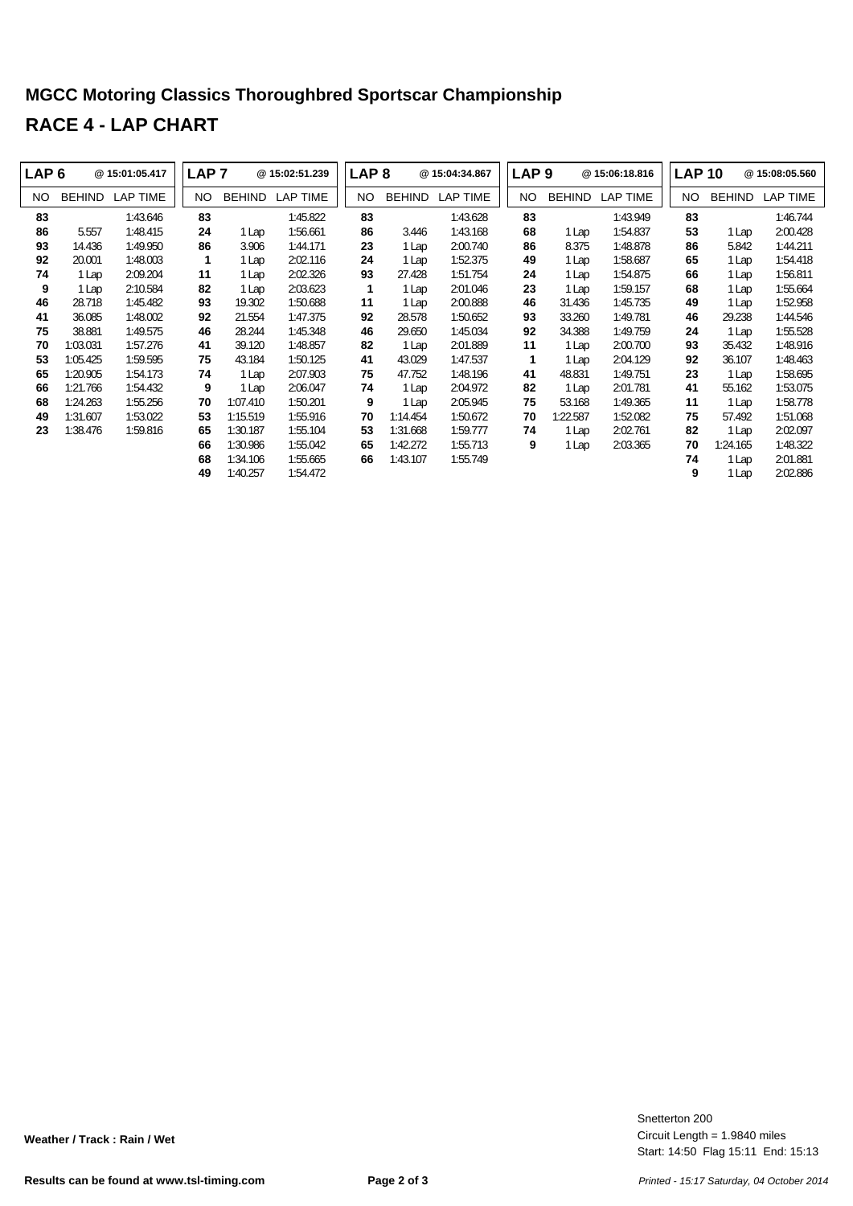# MGCC Motoring Classics Thoroughbred Sportscar Championship

## RACE 4 - LAP CHART

| LAP 6 | @ 15:01:05.417 | | LAP 7 | @ 15:02:51.239 | | LAP 8 | @ 15:04:34.867 | | LAP 9 | @ 15:06:18.816 | | LAP 10 | @ 15:08:05.560 | |
|---|---|---|---|---|---|---|---|---|---|---|---|---|---|---|
| NO | BEHIND | LAP TIME | NO | BEHIND | LAP TIME | NO | BEHIND | LAP TIME | NO | BEHIND | LAP TIME | NO | BEHIND | LAP TIME |
| **83** | | 1:43.646 | **83** | | 1:45.822 | **83** | | 1:43.628 | **83** | | 1:43.949 | **83** | | 1:46.744 |
| **86** | 5.557 | 1:48.415 | **24** | 1 Lap | 1:56.661 | **86** | 3.446 | 1:43.168 | **68** | 1 Lap | 1:54.837 | **53** | 1 Lap | 2:00.428 |
| **93** | 14.436 | 1:49.950 | **86** | 3.906 | 1:44.171 | **23** | 1 Lap | 2:00.740 | **86** | 8.375 | 1:48.878 | **86** | 5.842 | 1:44.211 |
| **92** | 20.001 | 1:48.003 | **1** | 1 Lap | 2:02.116 | **24** | 1 Lap | 1:52.375 | **49** | 1 Lap | 1:58.687 | **65** | 1 Lap | 1:54.418 |
| **74** | 1 Lap | 2:09.204 | **11** | 1 Lap | 2:02.326 | **93** | 27.428 | 1:51.754 | **24** | 1 Lap | 1:54.875 | **66** | 1 Lap | 1:56.811 |
| **9** | 1 Lap | 2:10.584 | **82** | 1 Lap | 2:03.623 | **1** | 1 Lap | 2:01.046 | **23** | 1 Lap | 1:59.157 | **68** | 1 Lap | 1:55.664 |
| **46** | 28.718 | 1:45.482 | **93** | 19.302 | 1:50.688 | **11** | 1 Lap | 2:00.888 | **46** | 31.436 | 1:45.735 | **49** | 1 Lap | 1:52.958 |
| **41** | 36.085 | 1:48.002 | **92** | 21.554 | 1:47.375 | **92** | 28.578 | 1:50.652 | **93** | 33.260 | 1:49.781 | **46** | 29.238 | 1:44.546 |
| **75** | 38.881 | 1:49.575 | **46** | 28.244 | 1:45.348 | **46** | 29.650 | 1:45.034 | **92** | 34.388 | 1:49.759 | **24** | 1 Lap | 1:55.528 |
| **70** | 1:03.031 | 1:57.276 | **41** | 39.120 | 1:48.857 | **82** | 1 Lap | 2:01.889 | **11** | 1 Lap | 2:00.700 | **93** | 35.432 | 1:48.916 |
| **53** | 1:05.425 | 1:59.595 | **75** | 43.184 | 1:50.125 | **41** | 43.029 | 1:47.537 | **1** | 1 Lap | 2:04.129 | **92** | 36.107 | 1:48.463 |
| **65** | 1:20.905 | 1:54.173 | **74** | 1 Lap | 2:07.903 | **75** | 47.752 | 1:48.196 | **41** | 48.831 | 1:49.751 | **23** | 1 Lap | 1:58.695 |
| **66** | 1:21.766 | 1:54.432 | **9** | 1 Lap | 2:06.047 | **74** | 1 Lap | 2:04.972 | **82** | 1 Lap | 2:01.781 | **41** | 55.162 | 1:53.075 |
| **68** | 1:24.263 | 1:55.256 | **70** | 1:07.410 | 1:50.201 | **9** | 1 Lap | 2:05.945 | **75** | 53.168 | 1:49.365 | **11** | 1 Lap | 1:58.778 |
| **49** | 1:31.607 | 1:53.022 | **53** | 1:15.519 | 1:55.916 | **70** | 1:14.454 | 1:50.672 | **70** | 1:22.587 | 1:52.082 | **75** | 57.492 | 1:51.068 |
| **23** | 1:38.476 | 1:59.816 | **65** | 1:30.187 | 1:55.104 | **53** | 1:31.668 | 1:59.777 | **74** | 1 Lap | 2:02.761 | **82** | 1 Lap | 2:02.097 |
| | | | **66** | 1:30.986 | 1:55.042 | **65** | 1:42.272 | 1:55.713 | **9** | 1 Lap | 2:03.365 | **70** | 1:24.165 | 1:48.322 |
| | | | **68** | 1:34.106 | 1:55.665 | **66** | 1:43.107 | 1:55.749 | | | | **74** | 1 Lap | 2:01.881 |
| | | | **49** | 1:40.257 | 1:54.472 | | | | | | | **9** | 1 Lap | 2:02.886 |

**Weather / Track : Rain / Wet**

Snetterton 200
Circuit Length = 1.9840 miles
Start: 14:50 Flag 15:11 End: 15:13

**Results can be found at www.tsl-timing.com**

*Printed - 15:17 Saturday, 04 October 2014*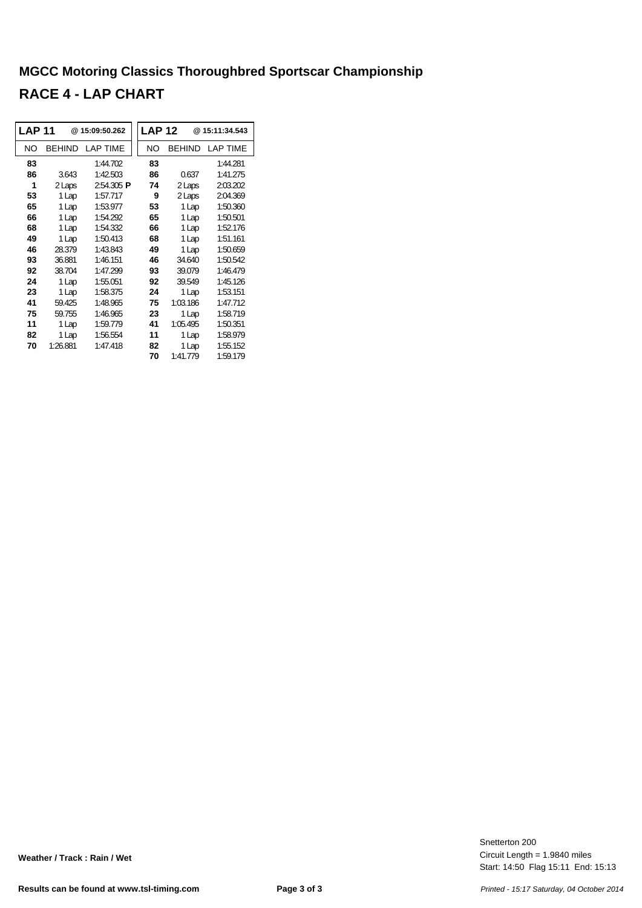# MGCC Motoring Classics Thoroughbred Sportscar Championship

## RACE 4 - LAP CHART

| LAP 11 | @ 15:09:50.262 | | LAP 12 | @ 15:11:34.543 | |
|---|---|---|---|---|---|
| NO | BEHIND | LAP TIME | NO | BEHIND | LAP TIME |
| **83** | | 1:44.702 | **83** | | 1:44.281 |
| **86** | 3.643 | 1:42.503 | **86** | 0.637 | 1:41.275 |
| **1** | 2 Laps | 2:54.305 **P** | **74** | 2 Laps | 2:03.202 |
| **53** | 1 Lap | 1:57.717 | **9** | 2 Laps | 2:04.369 |
| **65** | 1 Lap | 1:53.977 | **53** | 1 Lap | 1:50.360 |
| **66** | 1 Lap | 1:54.292 | **65** | 1 Lap | 1:50.501 |
| **68** | 1 Lap | 1:54.332 | **66** | 1 Lap | 1:52.176 |
| **49** | 1 Lap | 1:50.413 | **68** | 1 Lap | 1:51.161 |
| **46** | 28.379 | 1:43.843 | **49** | 1 Lap | 1:50.659 |
| **93** | 36.881 | 1:46.151 | **46** | 34.640 | 1:50.542 |
| **92** | 38.704 | 1:47.299 | **93** | 39.079 | 1:46.479 |
| **24** | 1 Lap | 1:55.051 | **92** | 39.549 | 1:45.126 |
| **23** | 1 Lap | 1:58.375 | **24** | 1 Lap | 1:53.151 |
| **41** | 59.425 | 1:48.965 | **75** | 1:03.186 | 1:47.712 |
| **75** | 59.755 | 1:46.965 | **23** | 1 Lap | 1:58.719 |
| **11** | 1 Lap | 1:59.779 | **41** | 1:05.495 | 1:50.351 |
| **82** | 1 Lap | 1:56.554 | **11** | 1 Lap | 1:58.979 |
| **70** | 1:26.881 | 1:47.418 | **82** | 1 Lap | 1:55.152 |
| | | | **70** | 1:41.779 | 1:59.179 |

**Weather / Track : Rain / Wet**

Snetterton 200
Circuit Length = 1.9840 miles
Start: 14:50 Flag 15:11 End: 15:13

**Results can be found at www.tsl-timing.com**

*Printed - 15:17 Saturday, 04 October 2014*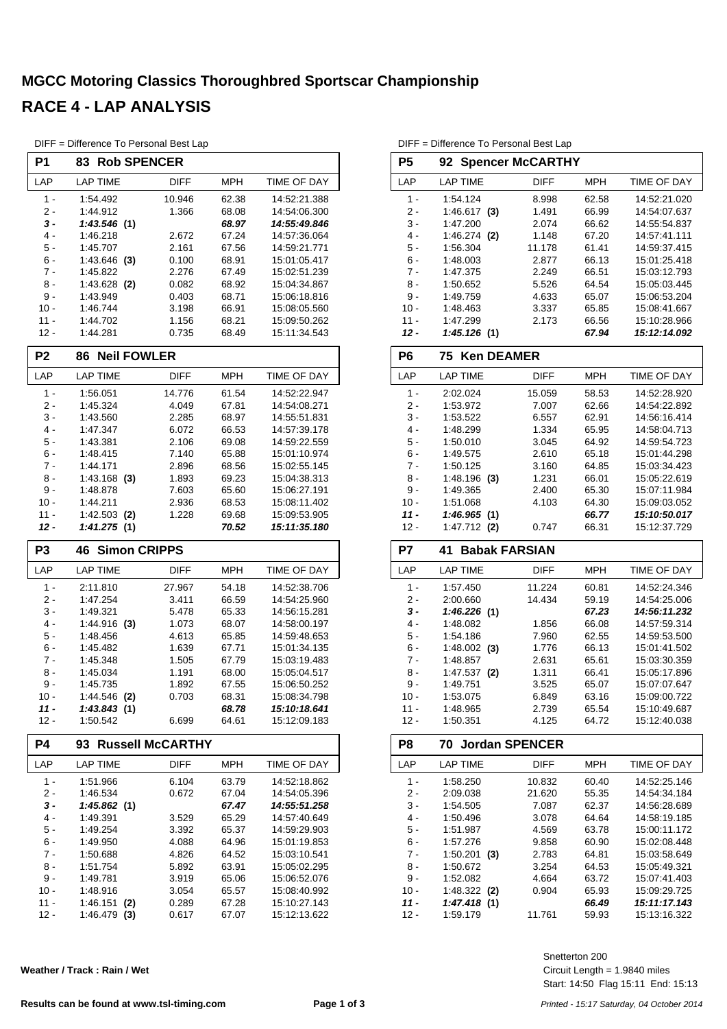# MGCC Motoring Classics Thoroughbred Sportscar Championship

## RACE 4 - LAP ANALYSIS

DIFF = Difference To Personal Best Lap

### P1 — 83 Rob SPENCER

| LAP | LAP TIME | DIFF | MPH | TIME OF DAY |
|---|---|---|---|---|
| 1 - | 1:54.492 | 10.946 | 62.38 | 14:52:21.388 |
| 2 - | 1:44.912 | 1.366 | 68.08 | 14:54:06.300 |
| ***3 -*** | ***1:43.546* (1)** | | ***68.97*** | ***14:55:49.846*** |
| 4 - | 1:46.218 | 2.672 | 67.24 | 14:57:36.064 |
| 5 - | 1:45.707 | 2.161 | 67.56 | 14:59:21.771 |
| 6 - | 1:43.646 **(3)** | 0.100 | 68.91 | 15:01:05.417 |
| 7 - | 1:45.822 | 2.276 | 67.49 | 15:02:51.239 |
| 8 - | 1:43.628 **(2)** | 0.082 | 68.92 | 15:04:34.867 |
| 9 - | 1:43.949 | 0.403 | 68.71 | 15:06:18.816 |
| 10 - | 1:46.744 | 3.198 | 66.91 | 15:08:05.560 |
| 11 - | 1:44.702 | 1.156 | 68.21 | 15:09:50.262 |
| 12 - | 1:44.281 | 0.735 | 68.49 | 15:11:34.543 |

### P2 — 86 Neil FOWLER

| LAP | LAP TIME | DIFF | MPH | TIME OF DAY |
|---|---|---|---|---|
| 1 - | 1:56.051 | 14.776 | 61.54 | 14:52:22.947 |
| 2 - | 1:45.324 | 4.049 | 67.81 | 14:54:08.271 |
| 3 - | 1:43.560 | 2.285 | 68.97 | 14:55:51.831 |
| 4 - | 1:47.347 | 6.072 | 66.53 | 14:57:39.178 |
| 5 - | 1:43.381 | 2.106 | 69.08 | 14:59:22.559 |
| 6 - | 1:48.415 | 7.140 | 65.88 | 15:01:10.974 |
| 7 - | 1:44.171 | 2.896 | 68.56 | 15:02:55.145 |
| 8 - | 1:43.168 **(3)** | 1.893 | 69.23 | 15:04:38.313 |
| 9 - | 1:48.878 | 7.603 | 65.60 | 15:06:27.191 |
| 10 - | 1:44.211 | 2.936 | 68.53 | 15:08:11.402 |
| 11 - | 1:42.503 **(2)** | 1.228 | 69.68 | 15:09:53.905 |
| ***12 -*** | ***1:41.275* (1)** | | ***70.52*** | ***15:11:35.180*** |

### P3 — 46 Simon CRIPPS

| LAP | LAP TIME | DIFF | MPH | TIME OF DAY |
|---|---|---|---|---|
| 1 - | 2:11.810 | 27.967 | 54.18 | 14:52:38.706 |
| 2 - | 1:47.254 | 3.411 | 66.59 | 14:54:25.960 |
| 3 - | 1:49.321 | 5.478 | 65.33 | 14:56:15.281 |
| 4 - | 1:44.916 **(3)** | 1.073 | 68.07 | 14:58:00.197 |
| 5 - | 1:48.456 | 4.613 | 65.85 | 14:59:48.653 |
| 6 - | 1:45.482 | 1.639 | 67.71 | 15:01:34.135 |
| 7 - | 1:45.348 | 1.505 | 67.79 | 15:03:19.483 |
| 8 - | 1:45.034 | 1.191 | 68.00 | 15:05:04.517 |
| 9 - | 1:45.735 | 1.892 | 67.55 | 15:06:50.252 |
| 10 - | 1:44.546 **(2)** | 0.703 | 68.31 | 15:08:34.798 |
| ***11 -*** | ***1:43.843* (1)** | | ***68.78*** | ***15:10:18.641*** |
| 12 - | 1:50.542 | 6.699 | 64.61 | 15:12:09.183 |

### P4 — 93 Russell McCARTHY

| LAP | LAP TIME | DIFF | MPH | TIME OF DAY |
|---|---|---|---|---|
| 1 - | 1:51.966 | 6.104 | 63.79 | 14:52:18.862 |
| 2 - | 1:46.534 | 0.672 | 67.04 | 14:54:05.396 |
| ***3 -*** | ***1:45.862* (1)** | | ***67.47*** | ***14:55:51.258*** |
| 4 - | 1:49.391 | 3.529 | 65.29 | 14:57:40.649 |
| 5 - | 1:49.254 | 3.392 | 65.37 | 14:59:29.903 |
| 6 - | 1:49.950 | 4.088 | 64.96 | 15:01:19.853 |
| 7 - | 1:50.688 | 4.826 | 64.52 | 15:03:10.541 |
| 8 - | 1:51.754 | 5.892 | 63.91 | 15:05:02.295 |
| 9 - | 1:49.781 | 3.919 | 65.06 | 15:06:52.076 |
| 10 - | 1:48.916 | 3.054 | 65.57 | 15:08:40.992 |
| 11 - | 1:46.151 **(2)** | 0.289 | 67.28 | 15:10:27.143 |
| 12 - | 1:46.479 **(3)** | 0.617 | 67.07 | 15:12:13.622 |

### P5 — 92 Spencer McCARTHY

| LAP | LAP TIME | DIFF | MPH | TIME OF DAY |
|---|---|---|---|---|
| 1 - | 1:54.124 | 8.998 | 62.58 | 14:52:21.020 |
| 2 - | 1:46.617 **(3)** | 1.491 | 66.99 | 14:54:07.637 |
| 3 - | 1:47.200 | 2.074 | 66.62 | 14:55:54.837 |
| 4 - | 1:46.274 **(2)** | 1.148 | 67.20 | 14:57:41.111 |
| 5 - | 1:56.304 | 11.178 | 61.41 | 14:59:37.415 |
| 6 - | 1:48.003 | 2.877 | 66.13 | 15:01:25.418 |
| 7 - | 1:47.375 | 2.249 | 66.51 | 15:03:12.793 |
| 8 - | 1:50.652 | 5.526 | 64.54 | 15:05:03.445 |
| 9 - | 1:49.759 | 4.633 | 65.07 | 15:06:53.204 |
| 10 - | 1:48.463 | 3.337 | 65.85 | 15:08:41.667 |
| 11 - | 1:47.299 | 2.173 | 66.56 | 15:10:28.966 |
| ***12 -*** | ***1:45.126* (1)** | | ***67.94*** | ***15:12:14.092*** |

### P6 — 75 Ken DEAMER

| LAP | LAP TIME | DIFF | MPH | TIME OF DAY |
|---|---|---|---|---|
| 1 - | 2:02.024 | 15.059 | 58.53 | 14:52:28.920 |
| 2 - | 1:53.972 | 7.007 | 62.66 | 14:54:22.892 |
| 3 - | 1:53.522 | 6.557 | 62.91 | 14:56:16.414 |
| 4 - | 1:48.299 | 1.334 | 65.95 | 14:58:04.713 |
| 5 - | 1:50.010 | 3.045 | 64.92 | 14:59:54.723 |
| 6 - | 1:49.575 | 2.610 | 65.18 | 15:01:44.298 |
| 7 - | 1:50.125 | 3.160 | 64.85 | 15:03:34.423 |
| 8 - | 1:48.196 **(3)** | 1.231 | 66.01 | 15:05:22.619 |
| 9 - | 1:49.365 | 2.400 | 65.30 | 15:07:11.984 |
| 10 - | 1:51.068 | 4.103 | 64.30 | 15:09:03.052 |
| ***11 -*** | ***1:46.965* (1)** | | ***66.77*** | ***15:10:50.017*** |
| 12 - | 1:47.712 **(2)** | 0.747 | 66.31 | 15:12:37.729 |

### P7 — 41 Babak FARSIAN

| LAP | LAP TIME | DIFF | MPH | TIME OF DAY |
|---|---|---|---|---|
| 1 - | 1:57.450 | 11.224 | 60.81 | 14:52:24.346 |
| 2 - | 2:00.660 | 14.434 | 59.19 | 14:54:25.006 |
| ***3 -*** | ***1:46.226* (1)** | | ***67.23*** | ***14:56:11.232*** |
| 4 - | 1:48.082 | 1.856 | 66.08 | 14:57:59.314 |
| 5 - | 1:54.186 | 7.960 | 62.55 | 14:59:53.500 |
| 6 - | 1:48.002 **(3)** | 1.776 | 66.13 | 15:01:41.502 |
| 7 - | 1:48.857 | 2.631 | 65.61 | 15:03:30.359 |
| 8 - | 1:47.537 **(2)** | 1.311 | 66.41 | 15:05:17.896 |
| 9 - | 1:49.751 | 3.525 | 65.07 | 15:07:07.647 |
| 10 - | 1:53.075 | 6.849 | 63.16 | 15:09:00.722 |
| 11 - | 1:48.965 | 2.739 | 65.54 | 15:10:49.687 |
| 12 - | 1:50.351 | 4.125 | 64.72 | 15:12:40.038 |

### P8 — 70 Jordan SPENCER

| LAP | LAP TIME | DIFF | MPH | TIME OF DAY |
|---|---|---|---|---|
| 1 - | 1:58.250 | 10.832 | 60.40 | 14:52:25.146 |
| 2 - | 2:09.038 | 21.620 | 55.35 | 14:54:34.184 |
| 3 - | 1:54.505 | 7.087 | 62.37 | 14:56:28.689 |
| 4 - | 1:50.496 | 3.078 | 64.64 | 14:58:19.185 |
| 5 - | 1:51.987 | 4.569 | 63.78 | 15:00:11.172 |
| 6 - | 1:57.276 | 9.858 | 60.90 | 15:02:08.448 |
| 7 - | 1:50.201 **(3)** | 2.783 | 64.81 | 15:03:58.649 |
| 8 - | 1:50.672 | 3.254 | 64.53 | 15:05:49.321 |
| 9 - | 1:52.082 | 4.664 | 63.72 | 15:07:41.403 |
| 10 - | 1:48.322 **(2)** | 0.904 | 65.93 | 15:09:29.725 |
| ***11 -*** | ***1:47.418* (1)** | | ***66.49*** | ***15:11:17.143*** |
| 12 - | 1:59.179 | 11.761 | 59.93 | 15:13:16.322 |

**Weather / Track : Rain / Wet**

Snetterton 200
Circuit Length = 1.9840 miles
Start: 14:50 Flag 15:11 End: 15:13

**Results can be found at www.tsl-timing.com**

*Printed - 15:17 Saturday, 04 October 2014*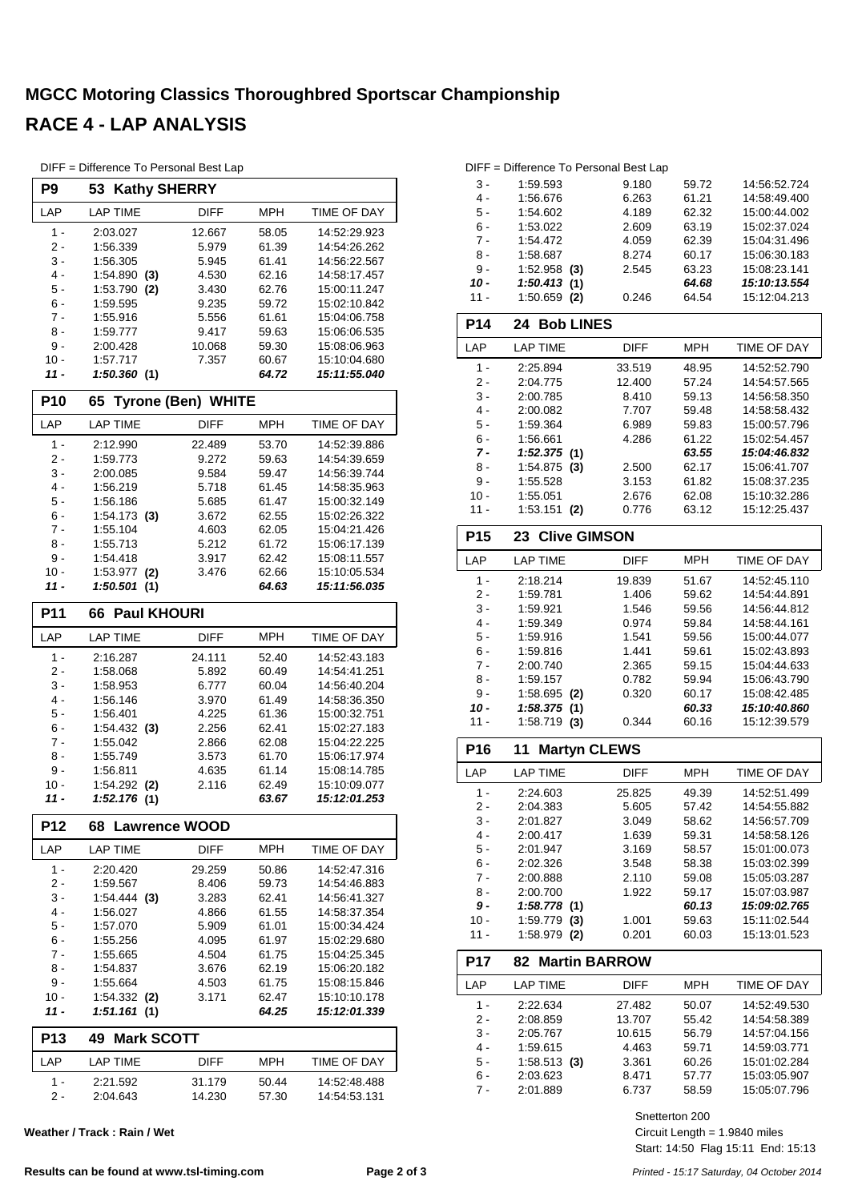# MGCC Motoring Classics Thoroughbred Sportscar Championship

# RACE 4 - LAP ANALYSIS

DIFF = Difference To Personal Best Lap

## P9 53 Kathy SHERRY

| LAP | LAP TIME | DIFF | MPH | TIME OF DAY |
|---|---|---|---|---|
| 1 - | 2:03.027 | 12.667 | 58.05 | 14:52:29.923 |
| 2 - | 1:56.339 | 5.979 | 61.39 | 14:54:26.262 |
| 3 - | 1:56.305 | 5.945 | 61.41 | 14:56:22.567 |
| 4 - | 1:54.890 **(3)** | 4.530 | 62.16 | 14:58:17.457 |
| 5 - | 1:53.790 **(2)** | 3.430 | 62.76 | 15:00:11.247 |
| 6 - | 1:59.595 | 9.235 | 59.72 | 15:02:10.842 |
| 7 - | 1:55.916 | 5.556 | 61.61 | 15:04:06.758 |
| 8 - | 1:59.777 | 9.417 | 59.63 | 15:06:06.535 |
| 9 - | 2:00.428 | 10.068 | 59.30 | 15:08:06.963 |
| 10 - | 1:57.717 | 7.357 | 60.67 | 15:10:04.680 |
| ***11 -*** | ***1:50.360 (1)*** | | ***64.72*** | ***15:11:55.040*** |

## P10 65 Tyrone (Ben) WHITE

| LAP | LAP TIME | DIFF | MPH | TIME OF DAY |
|---|---|---|---|---|
| 1 - | 2:12.990 | 22.489 | 53.70 | 14:52:39.886 |
| 2 - | 1:59.773 | 9.272 | 59.63 | 14:54:39.659 |
| 3 - | 2:00.085 | 9.584 | 59.47 | 14:56:39.744 |
| 4 - | 1:56.219 | 5.718 | 61.45 | 14:58:35.963 |
| 5 - | 1:56.186 | 5.685 | 61.47 | 15:00:32.149 |
| 6 - | 1:54.173 **(3)** | 3.672 | 62.55 | 15:02:26.322 |
| 7 - | 1:55.104 | 4.603 | 62.05 | 15:04:21.426 |
| 8 - | 1:55.713 | 5.212 | 61.72 | 15:06:17.139 |
| 9 - | 1:54.418 | 3.917 | 62.42 | 15:08:11.557 |
| 10 - | 1:53.977 **(2)** | 3.476 | 62.66 | 15:10:05.534 |
| ***11 -*** | ***1:50.501 (1)*** | | ***64.63*** | ***15:11:56.035*** |

## P11 66 Paul KHOURI

| LAP | LAP TIME | DIFF | MPH | TIME OF DAY |
|---|---|---|---|---|
| 1 - | 2:16.287 | 24.111 | 52.40 | 14:52:43.183 |
| 2 - | 1:58.068 | 5.892 | 60.49 | 14:54:41.251 |
| 3 - | 1:58.953 | 6.777 | 60.04 | 14:56:40.204 |
| 4 - | 1:56.146 | 3.970 | 61.49 | 14:58:36.350 |
| 5 - | 1:56.401 | 4.225 | 61.36 | 15:00:32.751 |
| 6 - | 1:54.432 **(3)** | 2.256 | 62.41 | 15:02:27.183 |
| 7 - | 1:55.042 | 2.866 | 62.08 | 15:04:22.225 |
| 8 - | 1:55.749 | 3.573 | 61.70 | 15:06:17.974 |
| 9 - | 1:56.811 | 4.635 | 61.14 | 15:08:14.785 |
| 10 - | 1:54.292 **(2)** | 2.116 | 62.49 | 15:10:09.077 |
| ***11 -*** | ***1:52.176 (1)*** | | ***63.67*** | ***15:12:01.253*** |

## P12 68 Lawrence WOOD

| LAP | LAP TIME | DIFF | MPH | TIME OF DAY |
|---|---|---|---|---|
| 1 - | 2:20.420 | 29.259 | 50.86 | 14:52:47.316 |
| 2 - | 1:59.567 | 8.406 | 59.73 | 14:54:46.883 |
| 3 - | 1:54.444 **(3)** | 3.283 | 62.41 | 14:56:41.327 |
| 4 - | 1:56.027 | 4.866 | 61.55 | 14:58:37.354 |
| 5 - | 1:57.070 | 5.909 | 61.01 | 15:00:34.424 |
| 6 - | 1:55.256 | 4.095 | 61.97 | 15:02:29.680 |
| 7 - | 1:55.665 | 4.504 | 61.75 | 15:04:25.345 |
| 8 - | 1:54.837 | 3.676 | 62.19 | 15:06:20.182 |
| 9 - | 1:55.664 | 4.503 | 61.75 | 15:08:15.846 |
| 10 - | 1:54.332 **(2)** | 3.171 | 62.47 | 15:10:10.178 |
| ***11 -*** | ***1:51.161 (1)*** | | ***64.25*** | ***15:12:01.339*** |

## P13 49 Mark SCOTT

| LAP | LAP TIME | DIFF | MPH | TIME OF DAY |
|---|---|---|---|---|
| 1 - | 2:21.592 | 31.179 | 50.44 | 14:52:48.488 |
| 2 - | 2:04.643 | 14.230 | 57.30 | 14:54:53.131 |
| 3 - | 1:59.593 | 9.180 | 59.72 | 14:56:52.724 |
| 4 - | 1:56.676 | 6.263 | 61.21 | 14:58:49.400 |
| 5 - | 1:54.602 | 4.189 | 62.32 | 15:00:44.002 |
| 6 - | 1:53.022 | 2.609 | 63.19 | 15:02:37.024 |
| 7 - | 1:54.472 | 4.059 | 62.39 | 15:04:31.496 |
| 8 - | 1:58.687 | 8.274 | 60.17 | 15:06:30.183 |
| 9 - | 1:52.958 **(3)** | 2.545 | 63.23 | 15:08:23.141 |
| ***10 -*** | ***1:50.413 (1)*** | | ***64.68*** | ***15:10:13.554*** |
| 11 - | 1:50.659 **(2)** | 0.246 | 64.54 | 15:12:04.213 |

## P14 24 Bob LINES

| LAP | LAP TIME | DIFF | MPH | TIME OF DAY |
|---|---|---|---|---|
| 1 - | 2:25.894 | 33.519 | 48.95 | 14:52:52.790 |
| 2 - | 2:04.775 | 12.400 | 57.24 | 14:54:57.565 |
| 3 - | 2:00.785 | 8.410 | 59.13 | 14:56:58.350 |
| 4 - | 2:00.082 | 7.707 | 59.48 | 14:58:58.432 |
| 5 - | 1:59.364 | 6.989 | 59.83 | 15:00:57.796 |
| 6 - | 1:56.661 | 4.286 | 61.22 | 15:02:54.457 |
| ***7 -*** | ***1:52.375 (1)*** | | ***63.55*** | ***15:04:46.832*** |
| 8 - | 1:54.875 **(3)** | 2.500 | 62.17 | 15:06:41.707 |
| 9 - | 1:55.528 | 3.153 | 61.82 | 15:08:37.235 |
| 10 - | 1:55.051 | 2.676 | 62.08 | 15:10:32.286 |
| 11 - | 1:53.151 **(2)** | 0.776 | 63.12 | 15:12:25.437 |

## P15 23 Clive GIMSON

| LAP | LAP TIME | DIFF | MPH | TIME OF DAY |
|---|---|---|---|---|
| 1 - | 2:18.214 | 19.839 | 51.67 | 14:52:45.110 |
| 2 - | 1:59.781 | 1.406 | 59.62 | 14:54:44.891 |
| 3 - | 1:59.921 | 1.546 | 59.56 | 14:56:44.812 |
| 4 - | 1:59.349 | 0.974 | 59.84 | 14:58:44.161 |
| 5 - | 1:59.916 | 1.541 | 59.56 | 15:00:44.077 |
| 6 - | 1:59.816 | 1.441 | 59.61 | 15:02:43.893 |
| 7 - | 2:00.740 | 2.365 | 59.15 | 15:04:44.633 |
| 8 - | 1:59.157 | 0.782 | 59.94 | 15:06:43.790 |
| 9 - | 1:58.695 **(2)** | 0.320 | 60.17 | 15:08:42.485 |
| ***10 -*** | ***1:58.375 (1)*** | | ***60.33*** | ***15:10:40.860*** |
| 11 - | 1:58.719 **(3)** | 0.344 | 60.16 | 15:12:39.579 |

## P16 11 Martyn CLEWS

| LAP | LAP TIME | DIFF | MPH | TIME OF DAY |
|---|---|---|---|---|
| 1 - | 2:24.603 | 25.825 | 49.39 | 14:52:51.499 |
| 2 - | 2:04.383 | 5.605 | 57.42 | 14:54:55.882 |
| 3 - | 2:01.827 | 3.049 | 58.62 | 14:56:57.709 |
| 4 - | 2:00.417 | 1.639 | 59.31 | 14:58:58.126 |
| 5 - | 2:01.947 | 3.169 | 58.57 | 15:01:00.073 |
| 6 - | 2:02.326 | 3.548 | 58.38 | 15:03:02.399 |
| 7 - | 2:00.888 | 2.110 | 59.08 | 15:05:03.287 |
| 8 - | 2:00.700 | 1.922 | 59.17 | 15:07:03.987 |
| ***9 -*** | ***1:58.778 (1)*** | | ***60.13*** | ***15:09:02.765*** |
| 10 - | 1:59.779 **(3)** | 1.001 | 59.63 | 15:11:02.544 |
| 11 - | 1:58.979 **(2)** | 0.201 | 60.03 | 15:13:01.523 |

## P17 82 Martin BARROW

| LAP | LAP TIME | DIFF | MPH | TIME OF DAY |
|---|---|---|---|---|
| 1 - | 2:22.634 | 27.482 | 50.07 | 14:52:49.530 |
| 2 - | 2:08.859 | 13.707 | 55.42 | 14:54:58.389 |
| 3 - | 2:05.767 | 10.615 | 56.79 | 14:57:04.156 |
| 4 - | 1:59.615 | 4.463 | 59.71 | 14:59:03.771 |
| 5 - | 1:58.513 **(3)** | 3.361 | 60.26 | 15:01:02.284 |
| 6 - | 2:03.623 | 8.471 | 57.77 | 15:03:05.907 |
| 7 - | 2:01.889 | 6.737 | 58.59 | 15:05:07.796 |

Snetterton 200
Circuit Length = 1.9840 miles
Start: 14:50 Flag 15:11 End: 15:13

**Weather / Track : Rain / Wet**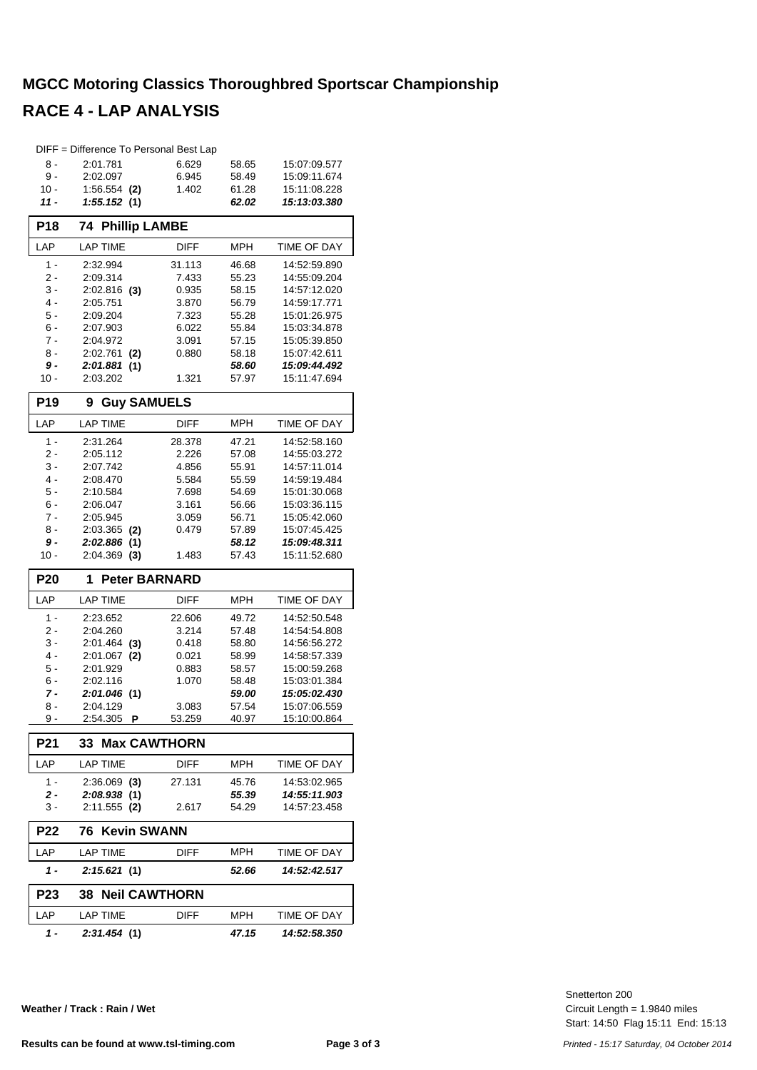## MGCC Motoring Classics Thoroughbred Sportscar Championship

## RACE 4 - LAP ANALYSIS

DIFF = Difference To Personal Best Lap

| | | | | |
|---|---|---|---|---|
| 8 - | 2:01.781 | 6.629 | 58.65 | 15:07:09.577 |
| 9 - | 2:02.097 | 6.945 | 58.49 | 15:09:11.674 |
| 10 - | 1:56.554 **(2)** | 1.402 | 61.28 | 15:11:08.228 |
| ***11 -*** | ***1:55.152*** **(1)** | | ***62.02*** | ***15:13:03.380*** |

**P18 — 74 Phillip LAMBE**

| LAP | LAP TIME | DIFF | MPH | TIME OF DAY |
|---|---|---|---|---|
| 1 - | 2:32.994 | 31.113 | 46.68 | 14:52:59.890 |
| 2 - | 2:09.314 | 7.433 | 55.23 | 14:55:09.204 |
| 3 - | 2:02.816 **(3)** | 0.935 | 58.15 | 14:57:12.020 |
| 4 - | 2:05.751 | 3.870 | 56.79 | 14:59:17.771 |
| 5 - | 2:09.204 | 7.323 | 55.28 | 15:01:26.975 |
| 6 - | 2:07.903 | 6.022 | 55.84 | 15:03:34.878 |
| 7 - | 2:04.972 | 3.091 | 57.15 | 15:05:39.850 |
| 8 - | 2:02.761 **(2)** | 0.880 | 58.18 | 15:07:42.611 |
| ***9 -*** | ***2:01.881*** **(1)** | | ***58.60*** | ***15:09:44.492*** |
| 10 - | 2:03.202 | 1.321 | 57.97 | 15:11:47.694 |

**P19 — 9 Guy SAMUELS**

| LAP | LAP TIME | DIFF | MPH | TIME OF DAY |
|---|---|---|---|---|
| 1 - | 2:31.264 | 28.378 | 47.21 | 14:52:58.160 |
| 2 - | 2:05.112 | 2.226 | 57.08 | 14:55:03.272 |
| 3 - | 2:07.742 | 4.856 | 55.91 | 14:57:11.014 |
| 4 - | 2:08.470 | 5.584 | 55.59 | 14:59:19.484 |
| 5 - | 2:10.584 | 7.698 | 54.69 | 15:01:30.068 |
| 6 - | 2:06.047 | 3.161 | 56.66 | 15:03:36.115 |
| 7 - | 2:05.945 | 3.059 | 56.71 | 15:05:42.060 |
| 8 - | 2:03.365 **(2)** | 0.479 | 57.89 | 15:07:45.425 |
| ***9 -*** | ***2:02.886*** **(1)** | | ***58.12*** | ***15:09:48.311*** |
| 10 - | 2:04.369 **(3)** | 1.483 | 57.43 | 15:11:52.680 |

**P20 — 1 Peter BARNARD**

| LAP | LAP TIME | DIFF | MPH | TIME OF DAY |
|---|---|---|---|---|
| 1 - | 2:23.652 | 22.606 | 49.72 | 14:52:50.548 |
| 2 - | 2:04.260 | 3.214 | 57.48 | 14:54:54.808 |
| 3 - | 2:01.464 **(3)** | 0.418 | 58.80 | 14:56:56.272 |
| 4 - | 2:01.067 **(2)** | 0.021 | 58.99 | 14:58:57.339 |
| 5 - | 2:01.929 | 0.883 | 58.57 | 15:00:59.268 |
| 6 - | 2:02.116 | 1.070 | 58.48 | 15:03:01.384 |
| ***7 -*** | ***2:01.046*** **(1)** | | ***59.00*** | ***15:05:02.430*** |
| 8 - | 2:04.129 | 3.083 | 57.54 | 15:07:06.559 |
| 9 - | 2:54.305 **P** | 53.259 | 40.97 | 15:10:00.864 |

**P21 — 33 Max CAWTHORN**

| LAP | LAP TIME | DIFF | MPH | TIME OF DAY |
|---|---|---|---|---|
| 1 - | 2:36.069 **(3)** | 27.131 | 45.76 | 14:53:02.965 |
| ***2 -*** | ***2:08.938*** **(1)** | | ***55.39*** | ***14:55:11.903*** |
| 3 - | 2:11.555 **(2)** | 2.617 | 54.29 | 14:57:23.458 |

**P22 — 76 Kevin SWANN**

| LAP | LAP TIME | DIFF | MPH | TIME OF DAY |
|---|---|---|---|---|
| ***1 -*** | ***2:15.621*** **(1)** | | ***52.66*** | ***14:52:42.517*** |

**P23 — 38 Neil CAWTHORN**

| LAP | LAP TIME | DIFF | MPH | TIME OF DAY |
|---|---|---|---|---|
| ***1 -*** | ***2:31.454*** **(1)** | | ***47.15*** | ***14:52:58.350*** |

**Weather / Track : Rain / Wet**

Snetterton 200
Circuit Length = 1.9840 miles
Start: 14:50 Flag 15:11 End: 15:13

**Results can be found at www.tsl-timing.com**

*Printed - 15:17 Saturday, 04 October 2014*